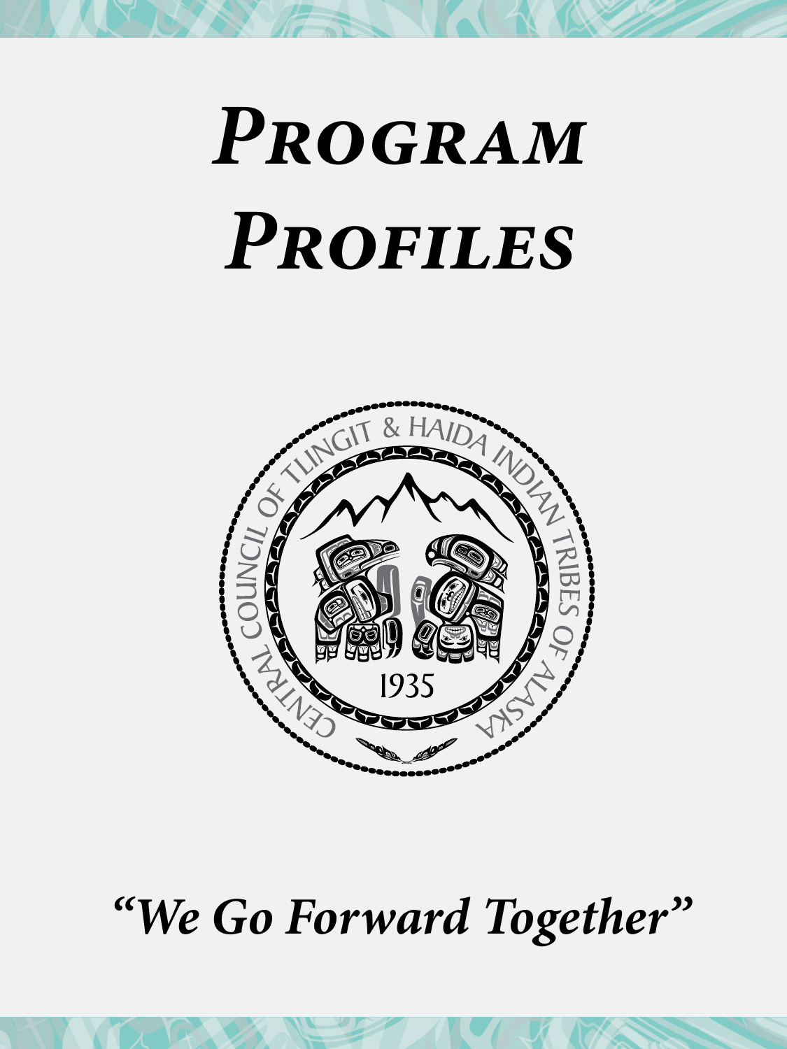# *Program Profiles*

*"We Go Forward Together"*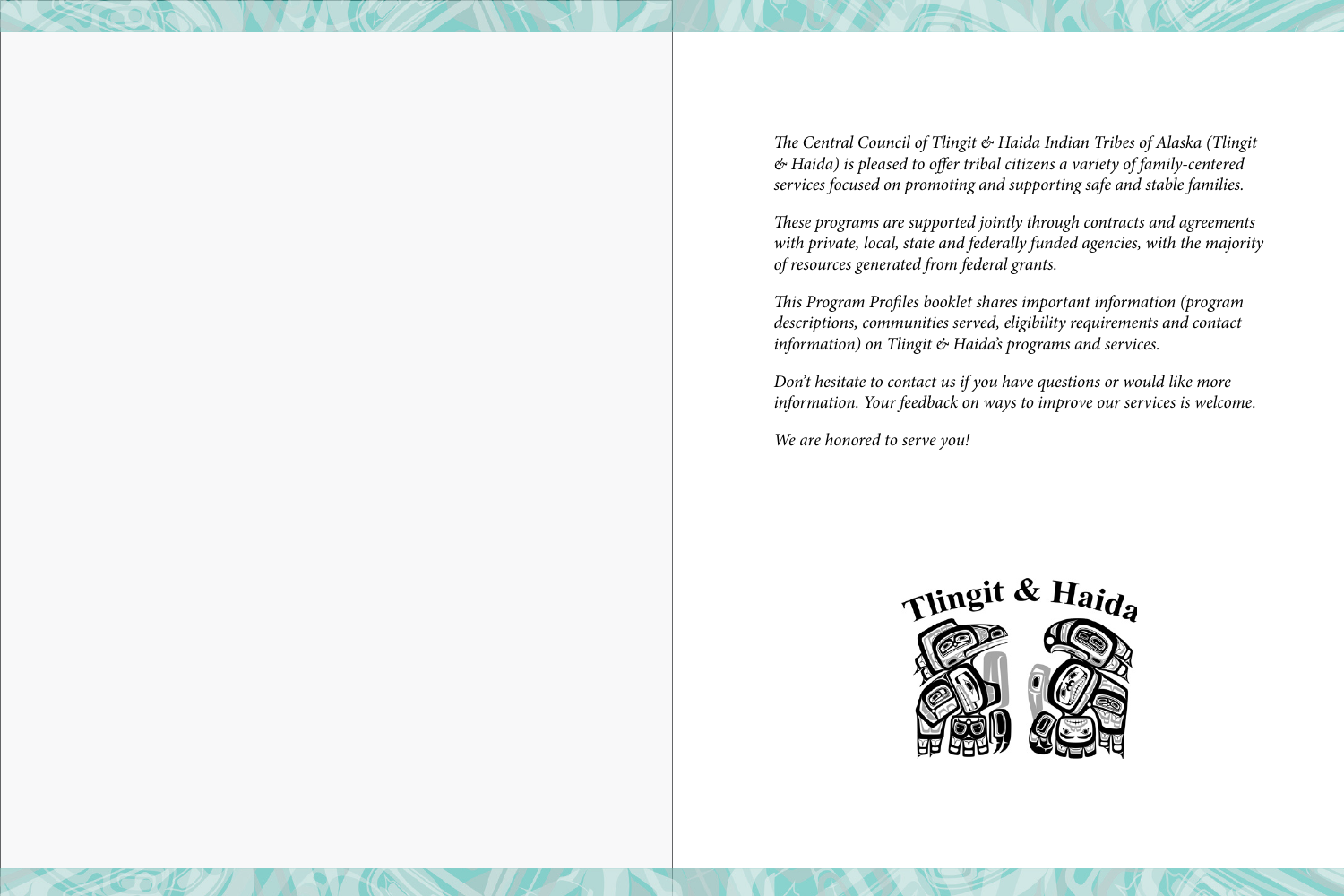*The Central Council of Tlingit & Haida Indian Tribes of Alaska (Tlingit & Haida) is pleased to offer tribal citizens a variety of family-centered services focused on promoting and supporting safe and stable families.*

*These programs are supported jointly through contracts and agreements with private, local, state and federally funded agencies, with the majority of resources generated from federal grants.*

*This Program Profiles booklet shares important information (program descriptions, communities served, eligibility requirements and contact information) on Tlingit & Haida's programs and services.*

*Don't hesitate to contact us if you have questions or would like more information. Your feedback on ways to improve our services is welcome.*

*We are honored to serve you!*

Tlingit & Haida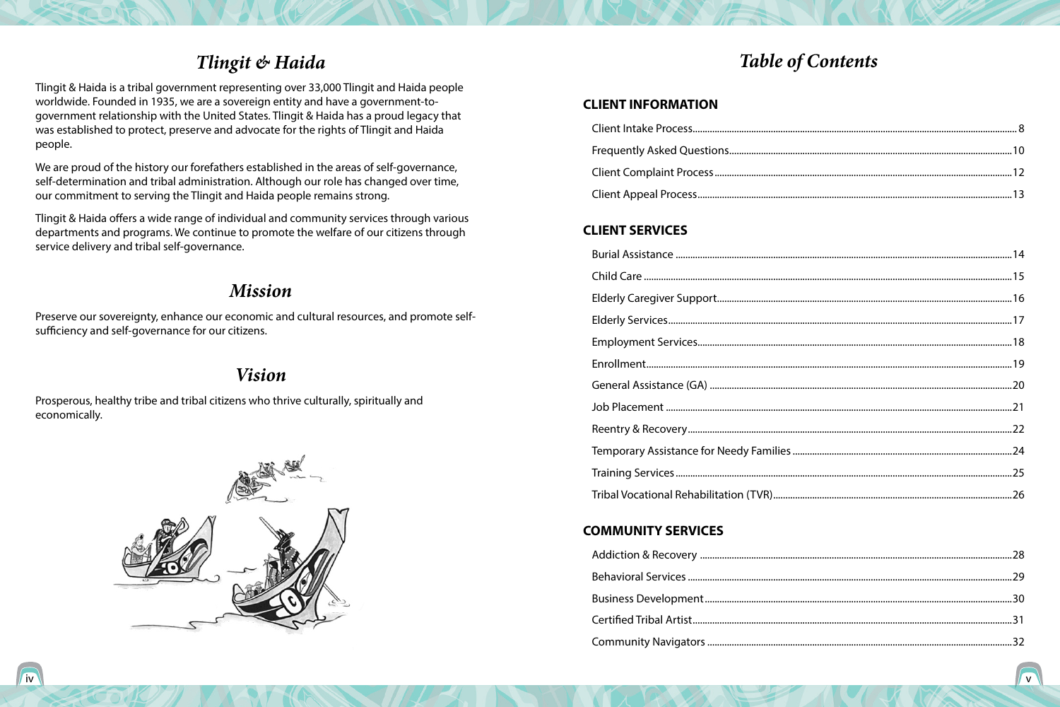# Tlingit & Haida

Tlingit & Haida is a tribal government representing over 33,000 Tlingit and Haida people worldwide. Founded in 1935, we are a sovereign entity and have a government-to-government relationship with the United States. Tlingit & Haida has a proud legacy that was established to protect, preserve and advocate for the rights of Tlingit and Haida people.

We are proud of the history our forefathers established in the areas of self-governance, self-determination and tribal administration. Although our role has changed over time, our commitment to serving the Tlingit and Haida people remains strong.

Tlingit & Haida offers a wide range of individual and community services through various departments and programs. We continue to promote the welfare of our citizens through service delivery and tribal self-governance.

## Mission

Preserve our sovereignty, enhance our economic and cultural resources, and promote self-sufficiency and self-governance for our citizens.

## Vision

Prosperous, healthy tribe and tribal citizens who thrive culturally, spiritually and economically.

# Table of Contents

**CLIENT INFORMATION**

- Client Intake Process....8
- Frequently Asked Questions....10
- Client Complaint Process....12
- Client Appeal Process....13

**CLIENT SERVICES**

- Burial Assistance....14
- Child Care....15
- Elderly Caregiver Support....16
- Elderly Services....17
- Employment Services....18
- Enrollment....19
- General Assistance (GA)....20
- Job Placement....21
- Reentry & Recovery....22
- Temporary Assistance for Needy Families....24
- Training Services....25
- Tribal Vocational Rehabilitation (TVR)....26

**COMMUNITY SERVICES**

- Addiction & Recovery....28
- Behavioral Services....29
- Business Development....30
- Certified Tribal Artist....31
- Community Navigators....32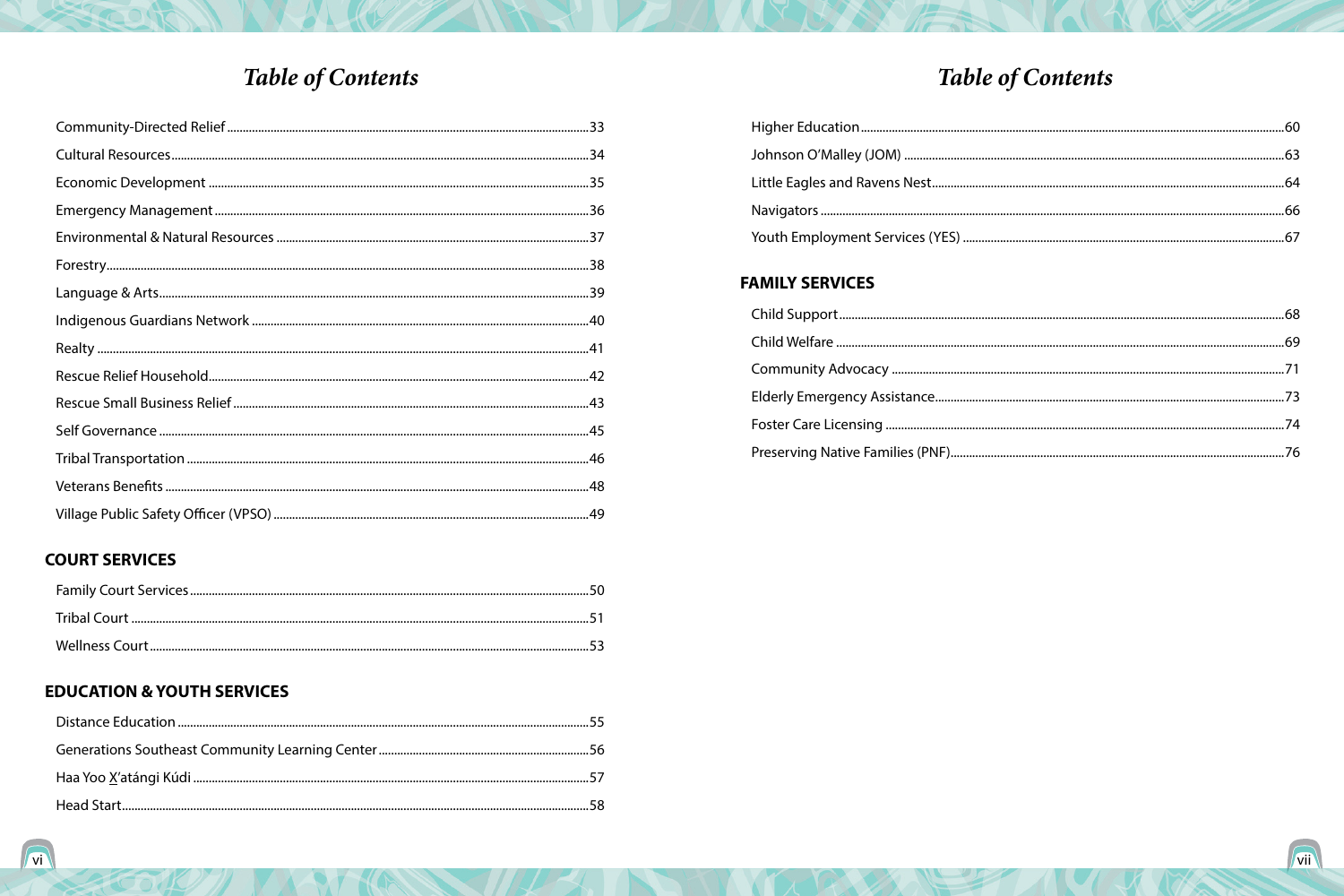## Table of Contents

- Community-Directed Relief ........ 33
- Cultural Resources ........ 34
- Economic Development ........ 35
- Emergency Management ........ 36
- Environmental & Natural Resources ........ 37
- Forestry ........ 38
- Language & Arts ........ 39
- Indigenous Guardians Network ........ 40
- Realty ........ 41
- Rescue Relief Household ........ 42
- Rescue Small Business Relief ........ 43
- Self Governance ........ 45
- Tribal Transportation ........ 46
- Veterans Benefits ........ 48
- Village Public Safety Officer (VPSO) ........ 49

### COURT SERVICES

- Family Court Services ........ 50
- Tribal Court ........ 51
- Wellness Court ........ 53

### EDUCATION & YOUTH SERVICES

- Distance Education ........ 55
- Generations Southeast Community Learning Center ........ 56
- Haa Yoo X̲'atángi Kúdi ........ 57
- Head Start ........ 58
- Higher Education ........ 60
- Johnson O'Malley (JOM) ........ 63
- Little Eagles and Ravens Nest ........ 64
- Navigators ........ 66
- Youth Employment Services (YES) ........ 67

### FAMILY SERVICES

- Child Support ........ 68
- Child Welfare ........ 69
- Community Advocacy ........ 71
- Elderly Emergency Assistance ........ 73
- Foster Care Licensing ........ 74
- Preserving Native Families (PNF) ........ 76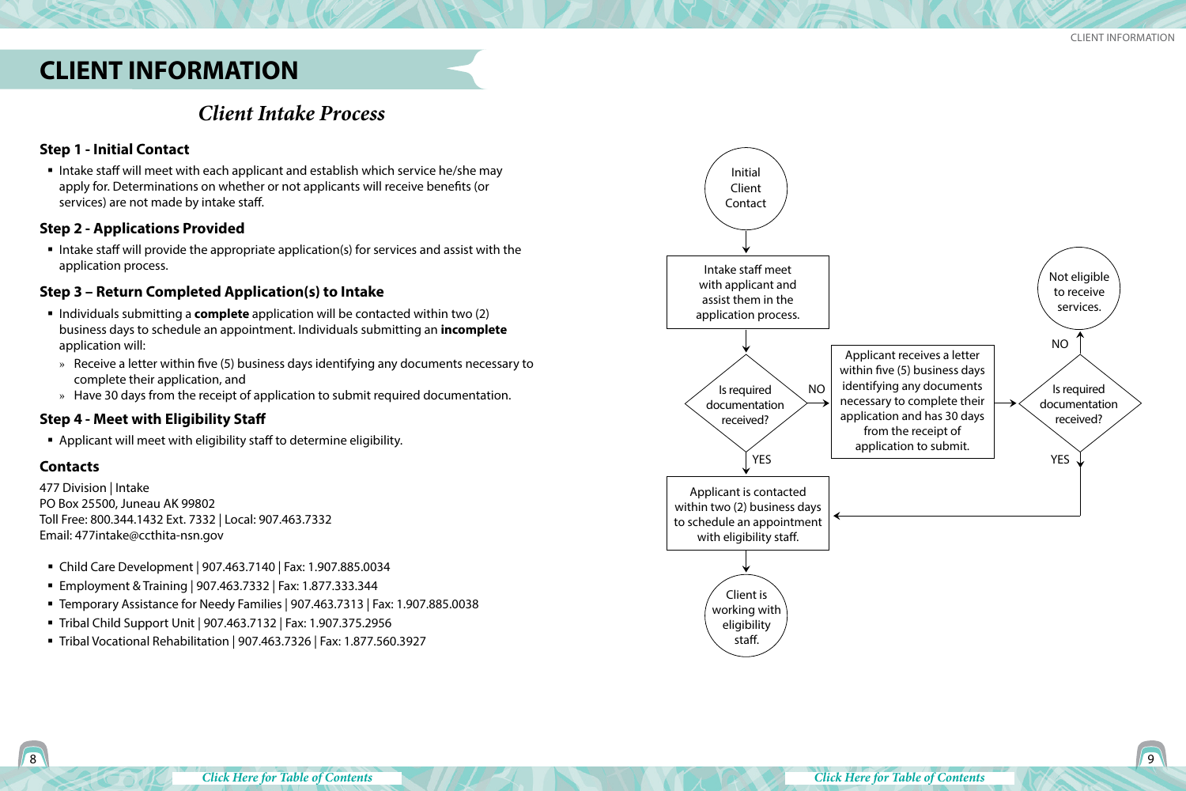# CLIENT INFORMATION

## *Client Intake Process*

### Step 1 - Initial Contact

- Intake staff will meet with each applicant and establish which service he/she may apply for. Determinations on whether or not applicants will receive benefits (or services) are not made by intake staff.

### Step 2 - Applications Provided

- Intake staff will provide the appropriate application(s) for services and assist with the application process.

### Step 3 – Return Completed Application(s) to Intake

- Individuals submitting a **complete** application will be contacted within two (2) business days to schedule an appointment. Individuals submitting an **incomplete** application will:
  - Receive a letter within five (5) business days identifying any documents necessary to complete their application, and
  - Have 30 days from the receipt of application to submit required documentation.

### Step 4 - Meet with Eligibility Staff

- Applicant will meet with eligibility staff to determine eligibility.

### Contacts

477 Division | Intake
PO Box 25500, Juneau AK 99802
Toll Free: 800.344.1432 Ext. 7332 | Local: 907.463.7332
Email: 477intake@ccthita-nsn.gov

- Child Care Development | 907.463.7140 | Fax: 1.907.885.0034
- Employment & Training | 907.463.7332 | Fax: 1.877.333.344
- Temporary Assistance for Needy Families | 907.463.7313 | Fax: 1.907.885.0038
- Tribal Child Support Unit | 907.463.7132 | Fax: 1.907.375.2956
- Tribal Vocational Rehabilitation | 907.463.7326 | Fax: 1.877.560.3927

Initial Client Contact

↓

Intake staff meet with applicant and assist them in the application process.

↓

Is required documentation received?

- NO → Applicant receives a letter within five (5) business days identifying any documents necessary to complete their application and has 30 days from the receipt of application to submit.
  → Is required documentation received?
  - NO → Not eligible to receive services.
  - YES → Applicant is contacted within two (2) business days to schedule an appointment with eligibility staff.
- YES → Applicant is contacted within two (2) business days to schedule an appointment with eligibility staff.

↓

Client is working with eligibility staff.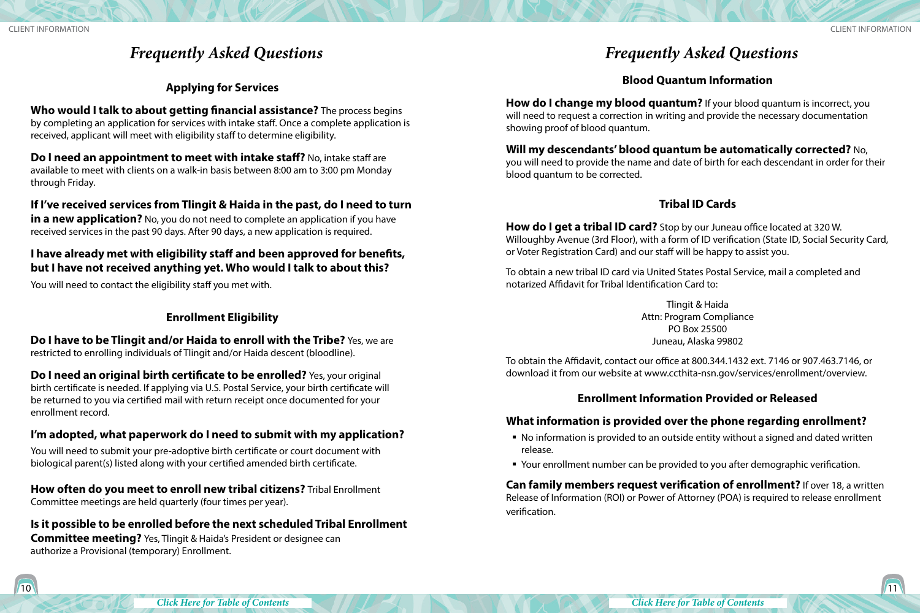# Frequently Asked Questions

## Applying for Services

**Who would I talk to about getting financial assistance?** The process begins by completing an application for services with intake staff. Once a complete application is received, applicant will meet with eligibility staff to determine eligibility.

**Do I need an appointment to meet with intake staff?** No, intake staff are available to meet with clients on a walk-in basis between 8:00 am to 3:00 pm Monday through Friday.

**If I've received services from Tlingit & Haida in the past, do I need to turn in a new application?** No, you do not need to complete an application if you have received services in the past 90 days. After 90 days, a new application is required.

**I have already met with eligibility staff and been approved for benefits, but I have not received anything yet. Who would I talk to about this?**

You will need to contact the eligibility staff you met with.

## Enrollment Eligibility

**Do I have to be Tlingit and/or Haida to enroll with the Tribe?** Yes, we are restricted to enrolling individuals of Tlingit and/or Haida descent (bloodline).

**Do I need an original birth certificate to be enrolled?** Yes, your original birth certificate is needed. If applying via U.S. Postal Service, your birth certificate will be returned to you via certified mail with return receipt once documented for your enrollment record.

**I'm adopted, what paperwork do I need to submit with my application?**

You will need to submit your pre-adoptive birth certificate or court document with biological parent(s) listed along with your certified amended birth certificate.

**How often do you meet to enroll new tribal citizens?** Tribal Enrollment Committee meetings are held quarterly (four times per year).

**Is it possible to be enrolled before the next scheduled Tribal Enrollment Committee meeting?** Yes, Tlingit & Haida's President or designee can authorize a Provisional (temporary) Enrollment.

# Frequently Asked Questions

## Blood Quantum Information

**How do I change my blood quantum?** If your blood quantum is incorrect, you will need to request a correction in writing and provide the necessary documentation showing proof of blood quantum.

**Will my descendants' blood quantum be automatically corrected?** No, you will need to provide the name and date of birth for each descendant in order for their blood quantum to be corrected.

## Tribal ID Cards

**How do I get a tribal ID card?** Stop by our Juneau office located at 320 W. Willoughby Avenue (3rd Floor), with a form of ID verification (State ID, Social Security Card, or Voter Registration Card) and our staff will be happy to assist you.

To obtain a new tribal ID card via United States Postal Service, mail a completed and notarized Affidavit for Tribal Identification Card to:

Tlingit & Haida
Attn: Program Compliance
PO Box 25500
Juneau, Alaska 99802

To obtain the Affidavit, contact our office at 800.344.1432 ext. 7146 or 907.463.7146, or download it from our website at www.ccthita-nsn.gov/services/enrollment/overview.

## Enrollment Information Provided or Released

**What information is provided over the phone regarding enrollment?**

- No information is provided to an outside entity without a signed and dated written release.
- Your enrollment number can be provided to you after demographic verification.

**Can family members request verification of enrollment?** If over 18, a written Release of Information (ROI) or Power of Attorney (POA) is required to release enrollment verification.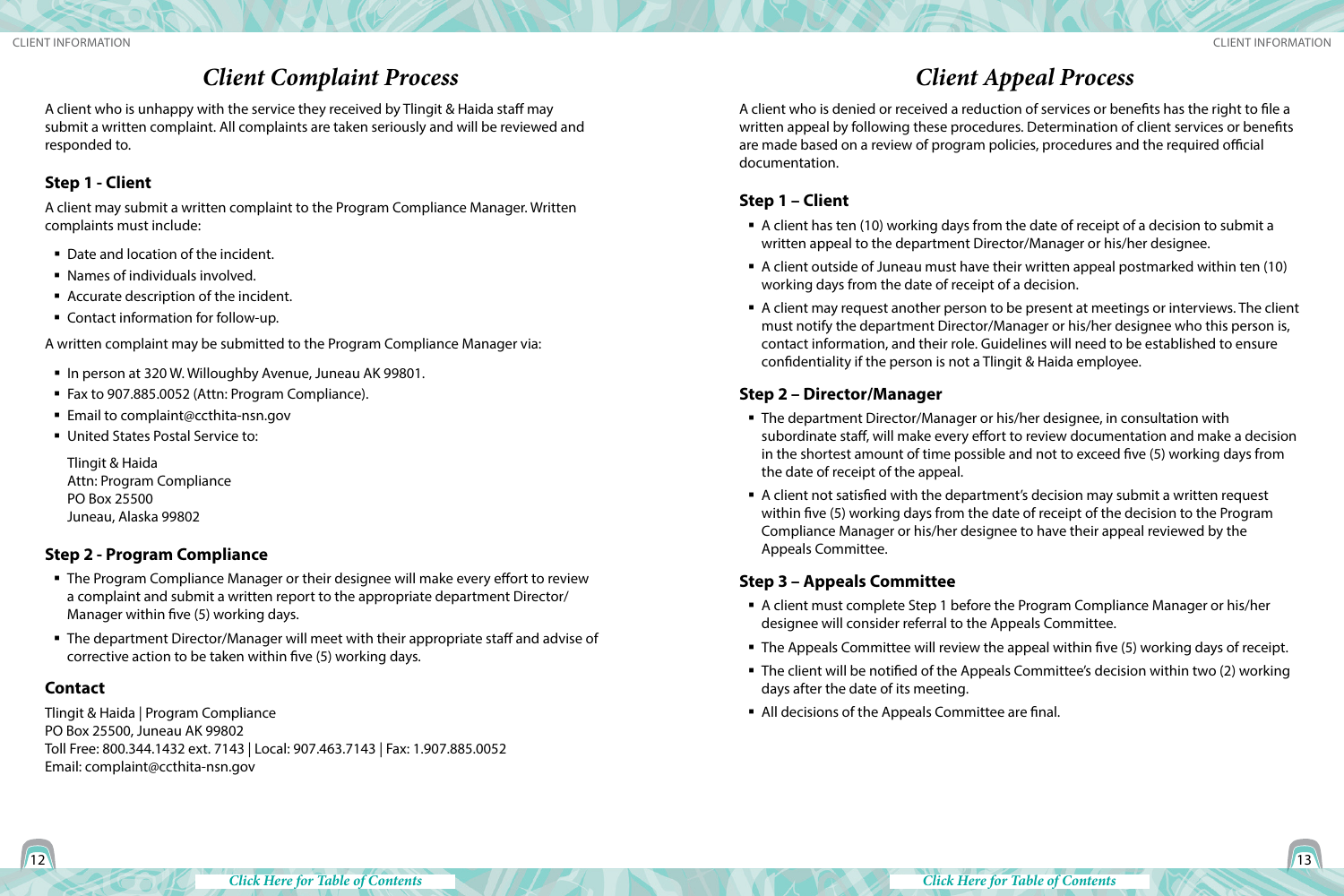# Client Complaint Process

A client who is unhappy with the service they received by Tlingit & Haida staff may submit a written complaint. All complaints are taken seriously and will be reviewed and responded to.

### Step 1 - Client

A client may submit a written complaint to the Program Compliance Manager. Written complaints must include:

- Date and location of the incident.
- Names of individuals involved.
- Accurate description of the incident.
- Contact information for follow-up.

A written complaint may be submitted to the Program Compliance Manager via:

- In person at 320 W. Willoughby Avenue, Juneau AK 99801.
- Fax to 907.885.0052 (Attn: Program Compliance).
- Email to complaint@ccthita-nsn.gov
- United States Postal Service to:

  Tlingit & Haida
  Attn: Program Compliance
  PO Box 25500
  Juneau, Alaska 99802

### Step 2 - Program Compliance

- The Program Compliance Manager or their designee will make every effort to review a complaint and submit a written report to the appropriate department Director/Manager within five (5) working days.
- The department Director/Manager will meet with their appropriate staff and advise of corrective action to be taken within five (5) working days.

### Contact

Tlingit & Haida | Program Compliance
PO Box 25500, Juneau AK 99802
Toll Free: 800.344.1432 ext. 7143 | Local: 907.463.7143 | Fax: 1.907.885.0052
Email: complaint@ccthita-nsn.gov

# Client Appeal Process

A client who is denied or received a reduction of services or benefits has the right to file a written appeal by following these procedures. Determination of client services or benefits are made based on a review of program policies, procedures and the required official documentation.

### Step 1 – Client

- A client has ten (10) working days from the date of receipt of a decision to submit a written appeal to the department Director/Manager or his/her designee.
- A client outside of Juneau must have their written appeal postmarked within ten (10) working days from the date of receipt of a decision.
- A client may request another person to be present at meetings or interviews. The client must notify the department Director/Manager or his/her designee who this person is, contact information, and their role. Guidelines will need to be established to ensure confidentiality if the person is not a Tlingit & Haida employee.

### Step 2 – Director/Manager

- The department Director/Manager or his/her designee, in consultation with subordinate staff, will make every effort to review documentation and make a decision in the shortest amount of time possible and not to exceed five (5) working days from the date of receipt of the appeal.
- A client not satisfied with the department's decision may submit a written request within five (5) working days from the date of receipt of the decision to the Program Compliance Manager or his/her designee to have their appeal reviewed by the Appeals Committee.

### Step 3 – Appeals Committee

- A client must complete Step 1 before the Program Compliance Manager or his/her designee will consider referral to the Appeals Committee.
- The Appeals Committee will review the appeal within five (5) working days of receipt.
- The client will be notified of the Appeals Committee's decision within two (2) working days after the date of its meeting.
- All decisions of the Appeals Committee are final.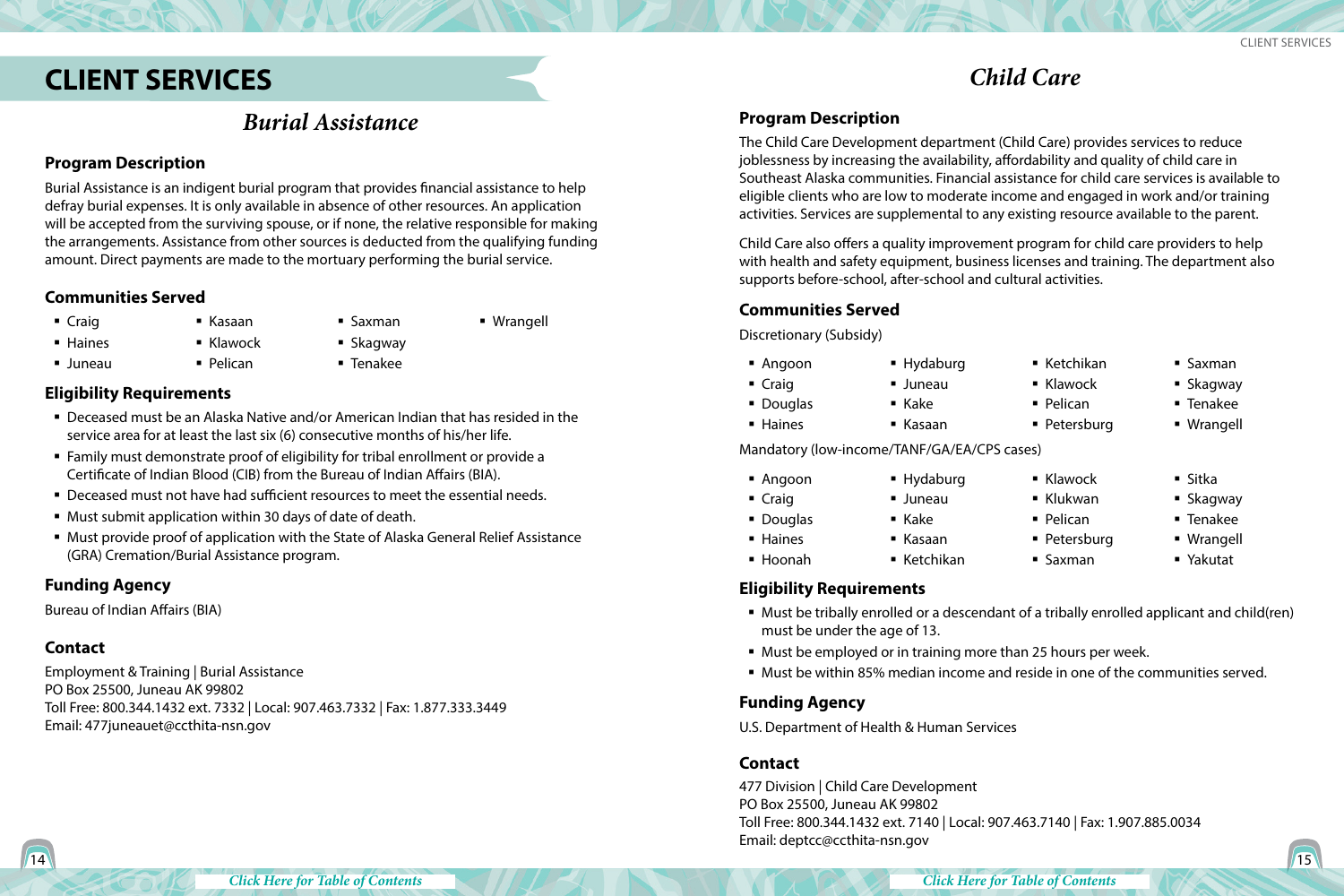# CLIENT SERVICES

## *Burial Assistance*

### Program Description

Burial Assistance is an indigent burial program that provides financial assistance to help defray burial expenses. It is only available in absence of other resources. An application will be accepted from the surviving spouse, or if none, the relative responsible for making the arrangements. Assistance from other sources is deducted from the qualifying funding amount. Direct payments are made to the mortuary performing the burial service.

### Communities Served

- Craig
- Haines
- Juneau
- Kasaan
- Klawock
- Pelican
- Saxman
- Skagway
- Tenakee
- Wrangell

### Eligibility Requirements

- Deceased must be an Alaska Native and/or American Indian that has resided in the service area for at least the last six (6) consecutive months of his/her life.
- Family must demonstrate proof of eligibility for tribal enrollment or provide a Certificate of Indian Blood (CIB) from the Bureau of Indian Affairs (BIA).
- Deceased must not have had sufficient resources to meet the essential needs.
- Must submit application within 30 days of date of death.
- Must provide proof of application with the State of Alaska General Relief Assistance (GRA) Cremation/Burial Assistance program.

### Funding Agency

Bureau of Indian Affairs (BIA)

### Contact

Employment & Training | Burial Assistance
PO Box 25500, Juneau AK 99802
Toll Free: 800.344.1432 ext. 7332 | Local: 907.463.7332 | Fax: 1.877.333.3449
Email: 477juneauet@ccthita-nsn.gov

## *Child Care*

### Program Description

The Child Care Development department (Child Care) provides services to reduce joblessness by increasing the availability, affordability and quality of child care in Southeast Alaska communities. Financial assistance for child care services is available to eligible clients who are low to moderate income and engaged in work and/or training activities. Services are supplemental to any existing resource available to the parent.

Child Care also offers a quality improvement program for child care providers to help with health and safety equipment, business licenses and training. The department also supports before-school, after-school and cultural activities.

### Communities Served

Discretionary (Subsidy)

- Angoon
- Craig
- Douglas
- Haines
- Hydaburg
- Juneau
- Kake
- Kasaan
- Ketchikan
- Klawock
- Pelican
- Petersburg
- Saxman
- Skagway
- Tenakee
- Wrangell

Mandatory (low-income/TANF/GA/EA/CPS cases)

- Angoon
- Craig
- Douglas
- Haines
- Hoonah
- Hydaburg
- Juneau
- Kake
- Kasaan
- Ketchikan
- Klawock
- Klukwan
- Pelican
- Petersburg
- Saxman
- Sitka
- Skagway
- Tenakee
- Wrangell
- Yakutat

### Eligibility Requirements

- Must be tribally enrolled or a descendant of a tribally enrolled applicant and child(ren) must be under the age of 13.
- Must be employed or in training more than 25 hours per week.
- Must be within 85% median income and reside in one of the communities served.

### Funding Agency

U.S. Department of Health & Human Services

### Contact

477 Division | Child Care Development
PO Box 25500, Juneau AK 99802
Toll Free: 800.344.1432 ext. 7140 | Local: 907.463.7140 | Fax: 1.907.885.0034
Email: deptcc@ccthita-nsn.gov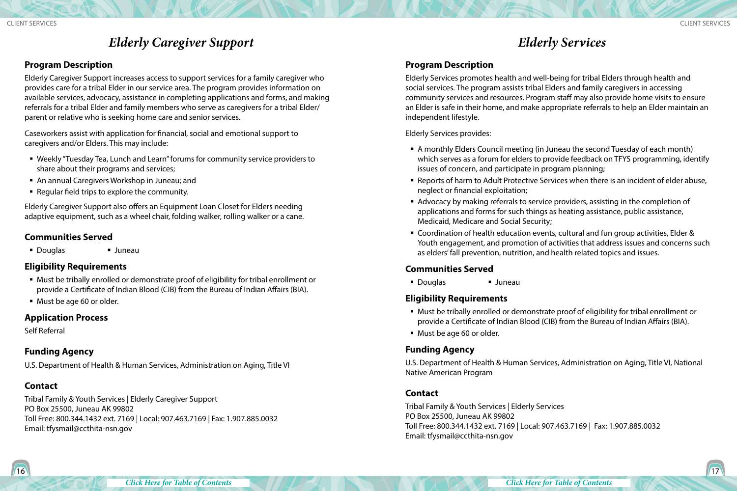# *Elderly Caregiver Support*

## Program Description

Elderly Caregiver Support increases access to support services for a family caregiver who provides care for a tribal Elder in our service area. The program provides information on available services, advocacy, assistance in completing applications and forms, and making referrals for a tribal Elder and family members who serve as caregivers for a tribal Elder/ parent or relative who is seeking home care and senior services.

Caseworkers assist with application for financial, social and emotional support to caregivers and/or Elders. This may include:

- Weekly "Tuesday Tea, Lunch and Learn" forums for community service providers to share about their programs and services;
- An annual Caregivers Workshop in Juneau; and
- Regular field trips to explore the community.

Elderly Caregiver Support also offers an Equipment Loan Closet for Elders needing adaptive equipment, such as a wheel chair, folding walker, rolling walker or a cane.

## Communities Served

- Douglas
- Juneau

## Eligibility Requirements

- Must be tribally enrolled or demonstrate proof of eligibility for tribal enrollment or provide a Certificate of Indian Blood (CIB) from the Bureau of Indian Affairs (BIA).
- Must be age 60 or older.

## Application Process

Self Referral

## Funding Agency

U.S. Department of Health & Human Services, Administration on Aging, Title VI

## Contact

Tribal Family & Youth Services | Elderly Caregiver Support
PO Box 25500, Juneau AK 99802
Toll Free: 800.344.1432 ext. 7169 | Local: 907.463.7169 | Fax: 1.907.885.0032
Email: tfysmail@ccthita-nsn.gov

# *Elderly Services*

## Program Description

Elderly Services promotes health and well-being for tribal Elders through health and social services. The program assists tribal Elders and family caregivers in accessing community services and resources. Program staff may also provide home visits to ensure an Elder is safe in their home, and make appropriate referrals to help an Elder maintain an independent lifestyle.

Elderly Services provides:

- A monthly Elders Council meeting (in Juneau the second Tuesday of each month) which serves as a forum for elders to provide feedback on TFYS programming, identify issues of concern, and participate in program planning;
- Reports of harm to Adult Protective Services when there is an incident of elder abuse, neglect or financial exploitation;
- Advocacy by making referrals to service providers, assisting in the completion of applications and forms for such things as heating assistance, public assistance, Medicaid, Medicare and Social Security;
- Coordination of health education events, cultural and fun group activities, Elder & Youth engagement, and promotion of activities that address issues and concerns such as elders' fall prevention, nutrition, and health related topics and issues.

## Communities Served

- Douglas
- Juneau

## Eligibility Requirements

- Must be tribally enrolled or demonstrate proof of eligibility for tribal enrollment or provide a Certificate of Indian Blood (CIB) from the Bureau of Indian Affairs (BIA).
- Must be age 60 or older.

## Funding Agency

U.S. Department of Health & Human Services, Administration on Aging, Title VI, National Native American Program

## Contact

Tribal Family & Youth Services | Elderly Services
PO Box 25500, Juneau AK 99802
Toll Free: 800.344.1432 ext. 7169 | Local: 907.463.7169 | Fax: 1.907.885.0032
Email: tfysmail@ccthita-nsn.gov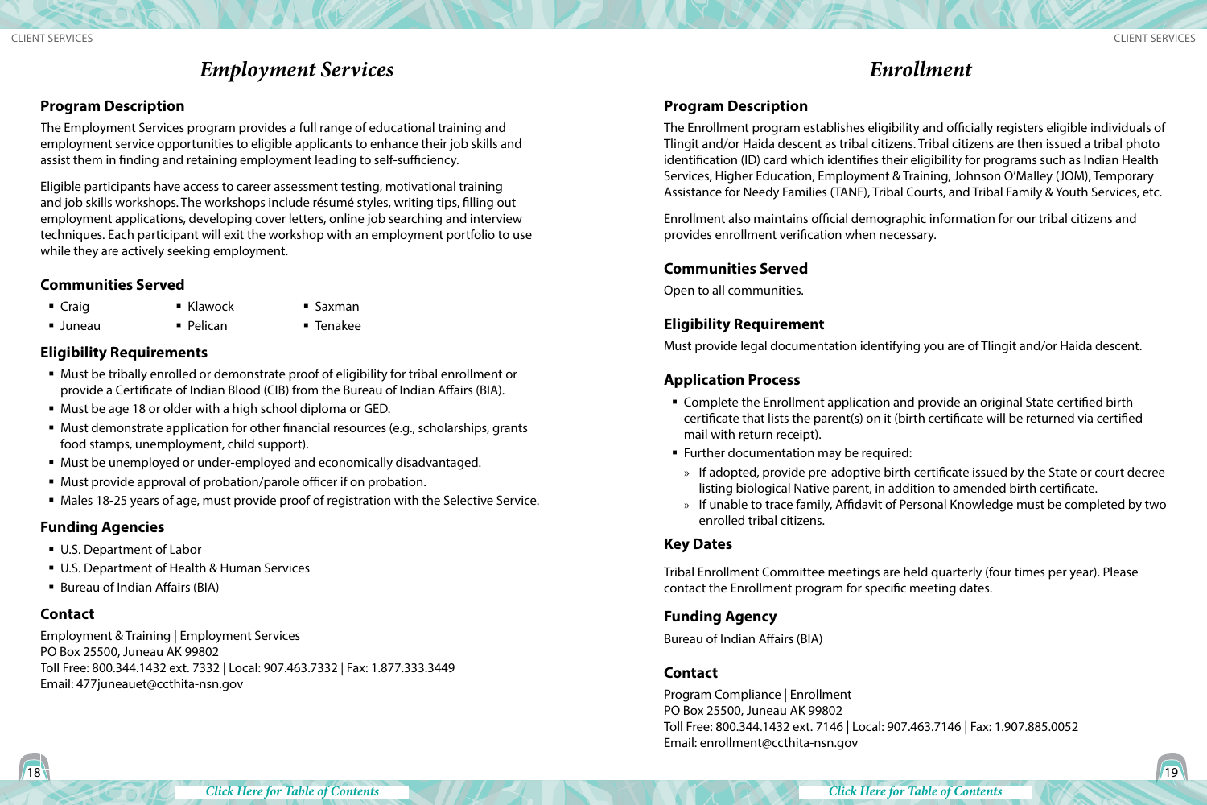# Employment Services

## Program Description

The Employment Services program provides a full range of educational training and employment service opportunities to eligible applicants to enhance their job skills and assist them in finding and retaining employment leading to self-sufficiency.

Eligible participants have access to career assessment testing, motivational training and job skills workshops. The workshops include résumé styles, writing tips, filling out employment applications, developing cover letters, online job searching and interview techniques. Each participant will exit the workshop with an employment portfolio to use while they are actively seeking employment.

## Communities Served

- Craig
- Juneau
- Klawock
- Pelican
- Saxman
- Tenakee

## Eligibility Requirements

- Must be tribally enrolled or demonstrate proof of eligibility for tribal enrollment or provide a Certificate of Indian Blood (CIB) from the Bureau of Indian Affairs (BIA).
- Must be age 18 or older with a high school diploma or GED.
- Must demonstrate application for other financial resources (e.g., scholarships, grants food stamps, unemployment, child support).
- Must be unemployed or under-employed and economically disadvantaged.
- Must provide approval of probation/parole officer if on probation.
- Males 18-25 years of age, must provide proof of registration with the Selective Service.

## Funding Agencies

- U.S. Department of Labor
- U.S. Department of Health & Human Services
- Bureau of Indian Affairs (BIA)

## Contact

Employment & Training | Employment Services
PO Box 25500, Juneau AK 99802
Toll Free: 800.344.1432 ext. 7332 | Local: 907.463.7332 | Fax: 1.877.333.3449
Email: 477juneauet@ccthita-nsn.gov

# Enrollment

## Program Description

The Enrollment program establishes eligibility and officially registers eligible individuals of Tlingit and/or Haida descent as tribal citizens. Tribal citizens are then issued a tribal photo identification (ID) card which identifies their eligibility for programs such as Indian Health Services, Higher Education, Employment & Training, Johnson O'Malley (JOM), Temporary Assistance for Needy Families (TANF), Tribal Courts, and Tribal Family & Youth Services, etc.

Enrollment also maintains official demographic information for our tribal citizens and provides enrollment verification when necessary.

## Communities Served

Open to all communities.

## Eligibility Requirement

Must provide legal documentation identifying you are of Tlingit and/or Haida descent.

## Application Process

- Complete the Enrollment application and provide an original State certified birth certificate that lists the parent(s) on it (birth certificate will be returned via certified mail with return receipt).
- Further documentation may be required:
  - If adopted, provide pre-adoptive birth certificate issued by the State or court decree listing biological Native parent, in addition to amended birth certificate.
  - If unable to trace family, Affidavit of Personal Knowledge must be completed by two enrolled tribal citizens.

## Key Dates

Tribal Enrollment Committee meetings are held quarterly (four times per year). Please contact the Enrollment program for specific meeting dates.

## Funding Agency

Bureau of Indian Affairs (BIA)

## Contact

Program Compliance | Enrollment
PO Box 25500, Juneau AK 99802
Toll Free: 800.344.1432 ext. 7146 | Local: 907.463.7146 | Fax: 1.907.885.0052
Email: enrollment@ccthita-nsn.gov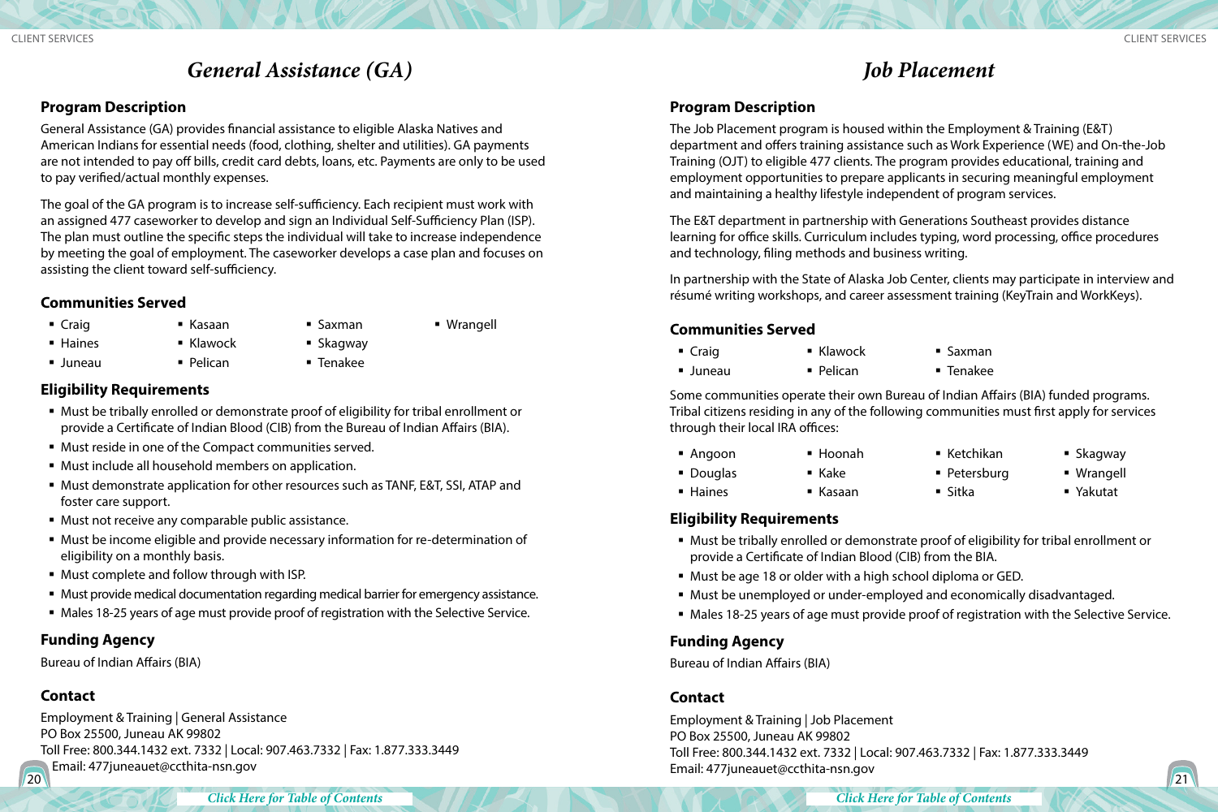# General Assistance (GA)

### Program Description

General Assistance (GA) provides financial assistance to eligible Alaska Natives and American Indians for essential needs (food, clothing, shelter and utilities). GA payments are not intended to pay off bills, credit card debts, loans, etc. Payments are only to be used to pay verified/actual monthly expenses.

The goal of the GA program is to increase self-sufficiency. Each recipient must work with an assigned 477 caseworker to develop and sign an Individual Self-Sufficiency Plan (ISP). The plan must outline the specific steps the individual will take to increase independence by meeting the goal of employment. The caseworker develops a case plan and focuses on assisting the client toward self-sufficiency.

### Communities Served

- Craig
- Haines
- Juneau
- Kasaan
- Klawock
- Pelican
- Saxman
- Skagway
- Tenakee
- Wrangell

### Eligibility Requirements

- Must be tribally enrolled or demonstrate proof of eligibility for tribal enrollment or provide a Certificate of Indian Blood (CIB) from the Bureau of Indian Affairs (BIA).
- Must reside in one of the Compact communities served.
- Must include all household members on application.
- Must demonstrate application for other resources such as TANF, E&T, SSI, ATAP and foster care support.
- Must not receive any comparable public assistance.
- Must be income eligible and provide necessary information for re-determination of eligibility on a monthly basis.
- Must complete and follow through with ISP.
- Must provide medical documentation regarding medical barrier for emergency assistance.
- Males 18-25 years of age must provide proof of registration with the Selective Service.

### Funding Agency

Bureau of Indian Affairs (BIA)

### Contact

Employment & Training | General Assistance
PO Box 25500, Juneau AK 99802
Toll Free: 800.344.1432 ext. 7332 | Local: 907.463.7332 | Fax: 1.877.333.3449
Email: 477juneauet@ccthita-nsn.gov

Click Here for Table of Contents

# Job Placement

### Program Description

The Job Placement program is housed within the Employment & Training (E&T) department and offers training assistance such as Work Experience (WE) and On-the-Job Training (OJT) to eligible 477 clients. The program provides educational, training and employment opportunities to prepare applicants in securing meaningful employment and maintaining a healthy lifestyle independent of program services.

The E&T department in partnership with Generations Southeast provides distance learning for office skills. Curriculum includes typing, word processing, office procedures and technology, filing methods and business writing.

In partnership with the State of Alaska Job Center, clients may participate in interview and résumé writing workshops, and career assessment training (KeyTrain and WorkKeys).

### Communities Served

- Craig
- Juneau
- Klawock
- Pelican
- Saxman
- Tenakee

Some communities operate their own Bureau of Indian Affairs (BIA) funded programs. Tribal citizens residing in any of the following communities must first apply for services through their local IRA offices:

- Angoon
- Douglas
- Haines
- Hoonah
- Kake
- Kasaan
- Ketchikan
- Petersburg
- Sitka
- Skagway
- Wrangell
- Yakutat

### Eligibility Requirements

- Must be tribally enrolled or demonstrate proof of eligibility for tribal enrollment or provide a Certificate of Indian Blood (CIB) from the BIA.
- Must be age 18 or older with a high school diploma or GED.
- Must be unemployed or under-employed and economically disadvantaged.
- Males 18-25 years of age must provide proof of registration with the Selective Service.

### Funding Agency

Bureau of Indian Affairs (BIA)

### Contact

Employment & Training | Job Placement
PO Box 25500, Juneau AK 99802
Toll Free: 800.344.1432 ext. 7332 | Local: 907.463.7332 | Fax: 1.877.333.3449
Email: 477juneauet@ccthita-nsn.gov

Click Here for Table of Contents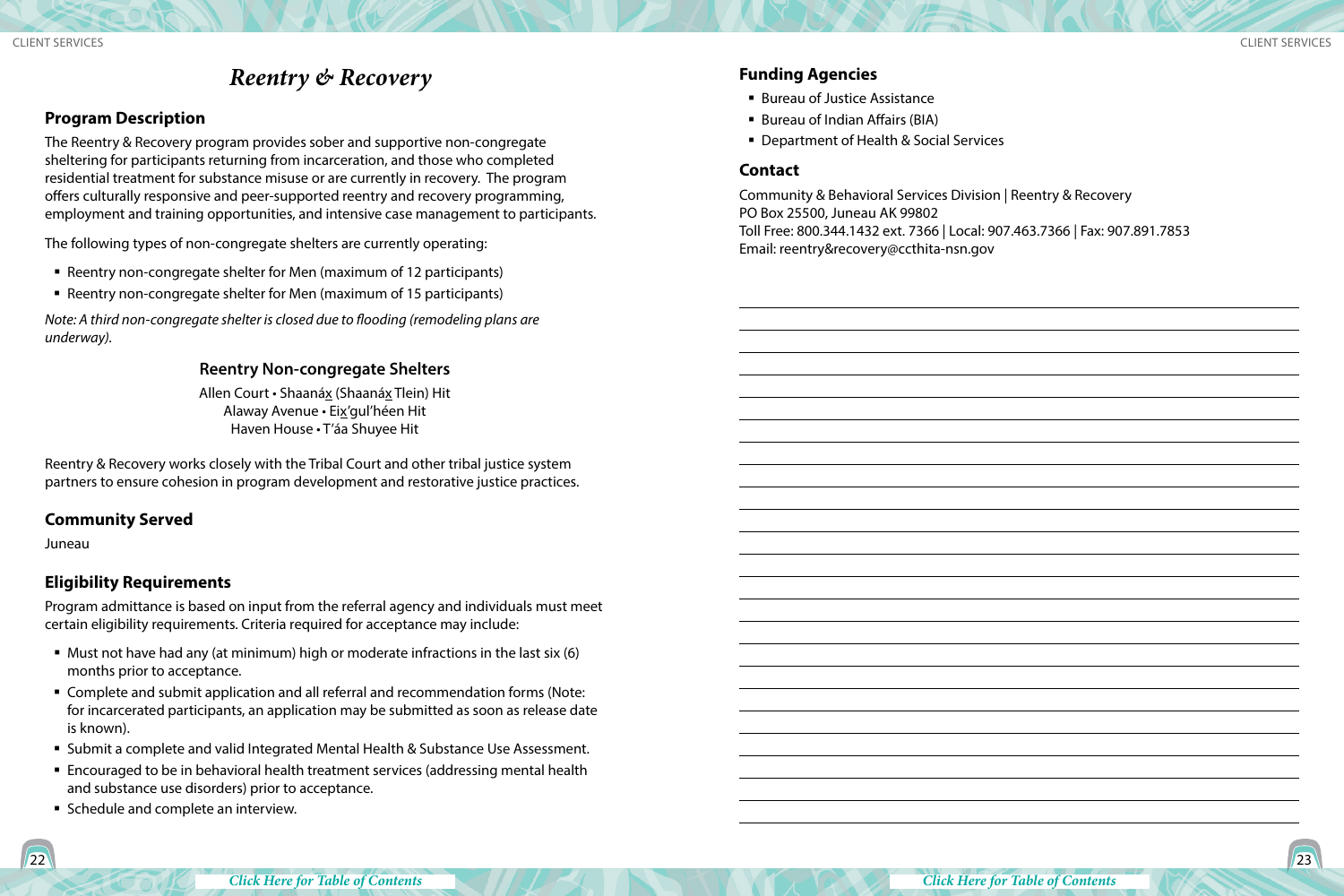# *Reentry & Recovery*

## Program Description

The Reentry & Recovery program provides sober and supportive non-congregate sheltering for participants returning from incarceration, and those who completed residential treatment for substance misuse or are currently in recovery. The program offers culturally responsive and peer-supported reentry and recovery programming, employment and training opportunities, and intensive case management to participants.

The following types of non-congregate shelters are currently operating:

- Reentry non-congregate shelter for Men (maximum of 12 participants)
- Reentry non-congregate shelter for Men (maximum of 15 participants)

*Note: A third non-congregate shelter is closed due to flooding (remodeling plans are underway).*

### Reentry Non-congregate Shelters

Allen Court • Shaanáx̱ (Shaanáx̱ Tlein) Hit
Alaway Avenue • Eix̱'gul'héen Hit
Haven House • T'áa Shuyee Hit

Reentry & Recovery works closely with the Tribal Court and other tribal justice system partners to ensure cohesion in program development and restorative justice practices.

## Community Served

Juneau

## Eligibility Requirements

Program admittance is based on input from the referral agency and individuals must meet certain eligibility requirements. Criteria required for acceptance may include:

- Must not have had any (at minimum) high or moderate infractions in the last six (6) months prior to acceptance.
- Complete and submit application and all referral and recommendation forms (Note: for incarcerated participants, an application may be submitted as soon as release date is known).
- Submit a complete and valid Integrated Mental Health & Substance Use Assessment.
- Encouraged to be in behavioral health treatment services (addressing mental health and substance use disorders) prior to acceptance.
- Schedule and complete an interview.

## Funding Agencies

- Bureau of Justice Assistance
- Bureau of Indian Affairs (BIA)
- Department of Health & Social Services

## Contact

Community & Behavioral Services Division | Reentry & Recovery
PO Box 25500, Juneau AK 99802
Toll Free: 800.344.1432 ext. 7366 | Local: 907.463.7366 | Fax: 907.891.7853
Email: reentry&recovery@ccthita-nsn.gov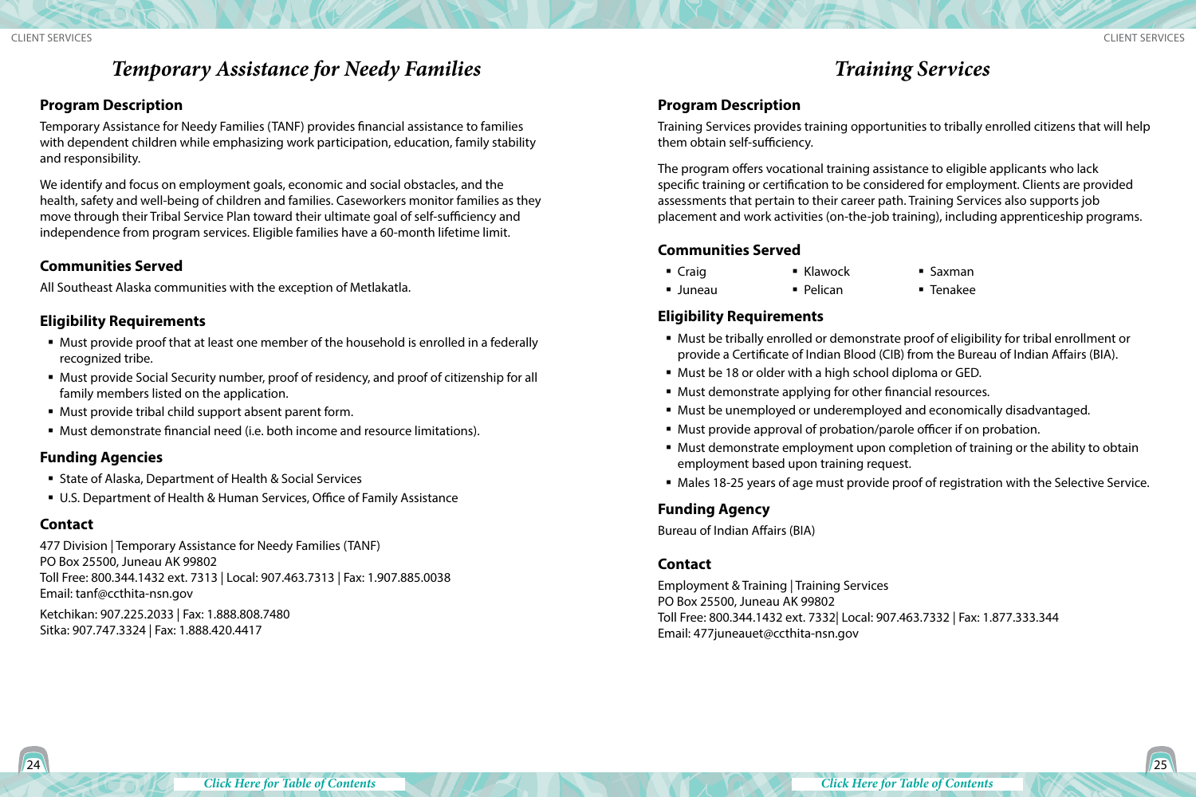# *Temporary Assistance for Needy Families*

## Program Description

Temporary Assistance for Needy Families (TANF) provides financial assistance to families with dependent children while emphasizing work participation, education, family stability and responsibility.

We identify and focus on employment goals, economic and social obstacles, and the health, safety and well-being of children and families. Caseworkers monitor families as they move through their Tribal Service Plan toward their ultimate goal of self-sufficiency and independence from program services. Eligible families have a 60-month lifetime limit.

## Communities Served

All Southeast Alaska communities with the exception of Metlakatla.

## Eligibility Requirements

- Must provide proof that at least one member of the household is enrolled in a federally recognized tribe.
- Must provide Social Security number, proof of residency, and proof of citizenship for all family members listed on the application.
- Must provide tribal child support absent parent form.
- Must demonstrate financial need (i.e. both income and resource limitations).

## Funding Agencies

- State of Alaska, Department of Health & Social Services
- U.S. Department of Health & Human Services, Office of Family Assistance

## Contact

477 Division | Temporary Assistance for Needy Families (TANF)
PO Box 25500, Juneau AK 99802
Toll Free: 800.344.1432 ext. 7313 | Local: 907.463.7313 | Fax: 1.907.885.0038
Email: tanf@ccthita-nsn.gov

Ketchikan: 907.225.2033 | Fax: 1.888.808.7480
Sitka: 907.747.3324 | Fax: 1.888.420.4417

# *Training Services*

## Program Description

Training Services provides training opportunities to tribally enrolled citizens that will help them obtain self-sufficiency.

The program offers vocational training assistance to eligible applicants who lack specific training or certification to be considered for employment. Clients are provided assessments that pertain to their career path. Training Services also supports job placement and work activities (on-the-job training), including apprenticeship programs.

## Communities Served

- Craig
- Juneau
- Klawock
- Pelican
- Saxman
- Tenakee

## Eligibility Requirements

- Must be tribally enrolled or demonstrate proof of eligibility for tribal enrollment or provide a Certificate of Indian Blood (CIB) from the Bureau of Indian Affairs (BIA).
- Must be 18 or older with a high school diploma or GED.
- Must demonstrate applying for other financial resources.
- Must be unemployed or underemployed and economically disadvantaged.
- Must provide approval of probation/parole officer if on probation.
- Must demonstrate employment upon completion of training or the ability to obtain employment based upon training request.
- Males 18-25 years of age must provide proof of registration with the Selective Service.

## Funding Agency

Bureau of Indian Affairs (BIA)

## Contact

Employment & Training | Training Services
PO Box 25500, Juneau AK 99802
Toll Free: 800.344.1432 ext. 7332| Local: 907.463.7332 | Fax: 1.877.333.344
Email: 477juneauet@ccthita-nsn.gov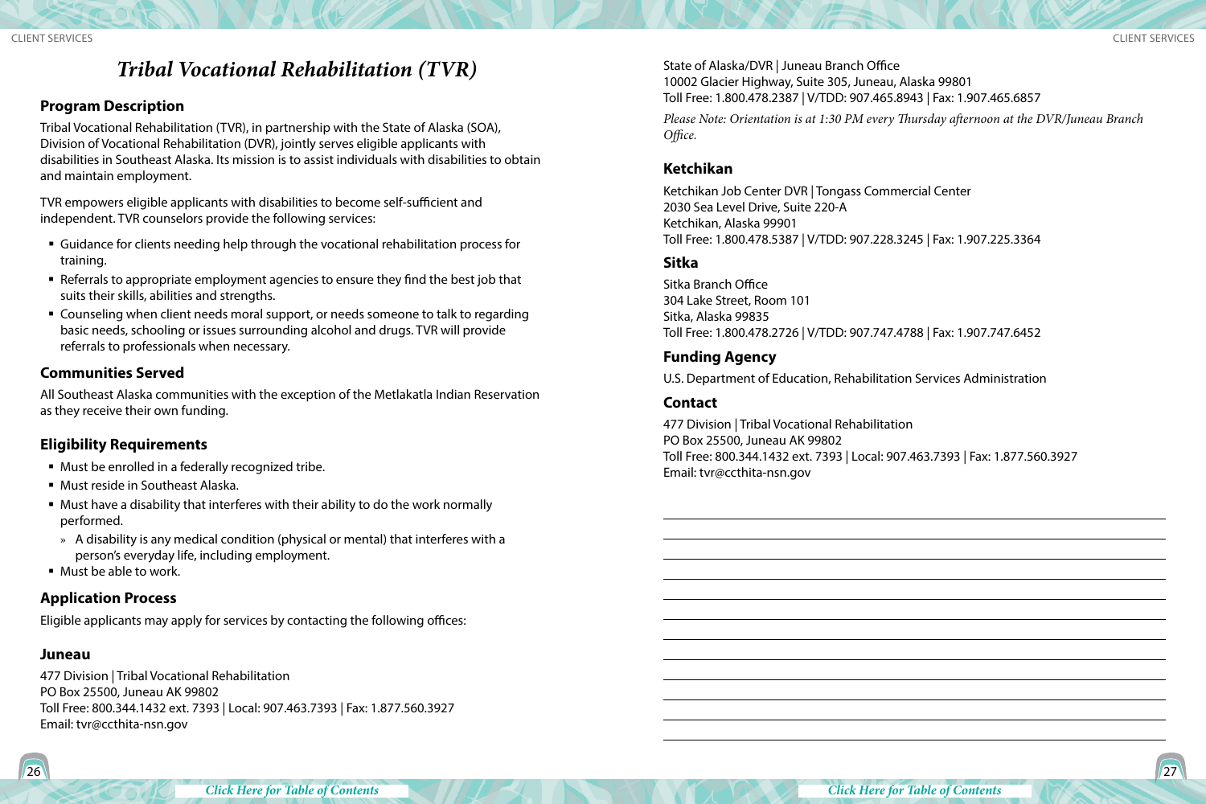# *Tribal Vocational Rehabilitation (TVR)*

## Program Description

Tribal Vocational Rehabilitation (TVR), in partnership with the State of Alaska (SOA), Division of Vocational Rehabilitation (DVR), jointly serves eligible applicants with disabilities in Southeast Alaska. Its mission is to assist individuals with disabilities to obtain and maintain employment.

TVR empowers eligible applicants with disabilities to become self-sufficient and independent. TVR counselors provide the following services:

- Guidance for clients needing help through the vocational rehabilitation process for training.
- Referrals to appropriate employment agencies to ensure they find the best job that suits their skills, abilities and strengths.
- Counseling when client needs moral support, or needs someone to talk to regarding basic needs, schooling or issues surrounding alcohol and drugs. TVR will provide referrals to professionals when necessary.

## Communities Served

All Southeast Alaska communities with the exception of the Metlakatla Indian Reservation as they receive their own funding.

## Eligibility Requirements

- Must be enrolled in a federally recognized tribe.
- Must reside in Southeast Alaska.
- Must have a disability that interferes with their ability to do the work normally performed.
  - A disability is any medical condition (physical or mental) that interferes with a person's everyday life, including employment.
- Must be able to work.

## Application Process

Eligible applicants may apply for services by contacting the following offices:

### Juneau

477 Division | Tribal Vocational Rehabilitation
PO Box 25500, Juneau AK 99802
Toll Free: 800.344.1432 ext. 7393 | Local: 907.463.7393 | Fax: 1.877.560.3927
Email: tvr@ccthita-nsn.gov

State of Alaska/DVR | Juneau Branch Office
10002 Glacier Highway, Suite 305, Juneau, Alaska 99801
Toll Free: 1.800.478.2387 | V/TDD: 907.465.8943 | Fax: 1.907.465.6857

*Please Note: Orientation is at 1:30 PM every Thursday afternoon at the DVR/Juneau Branch Office.*

### Ketchikan

Ketchikan Job Center DVR | Tongass Commercial Center
2030 Sea Level Drive, Suite 220-A
Ketchikan, Alaska 99901
Toll Free: 1.800.478.5387 | V/TDD: 907.228.3245 | Fax: 1.907.225.3364

### Sitka

Sitka Branch Office
304 Lake Street, Room 101
Sitka, Alaska 99835
Toll Free: 1.800.478.2726 | V/TDD: 907.747.4788 | Fax: 1.907.747.6452

## Funding Agency

U.S. Department of Education, Rehabilitation Services Administration

## Contact

477 Division | Tribal Vocational Rehabilitation
PO Box 25500, Juneau AK 99802
Toll Free: 800.344.1432 ext. 7393 | Local: 907.463.7393 | Fax: 1.877.560.3927
Email: tvr@ccthita-nsn.gov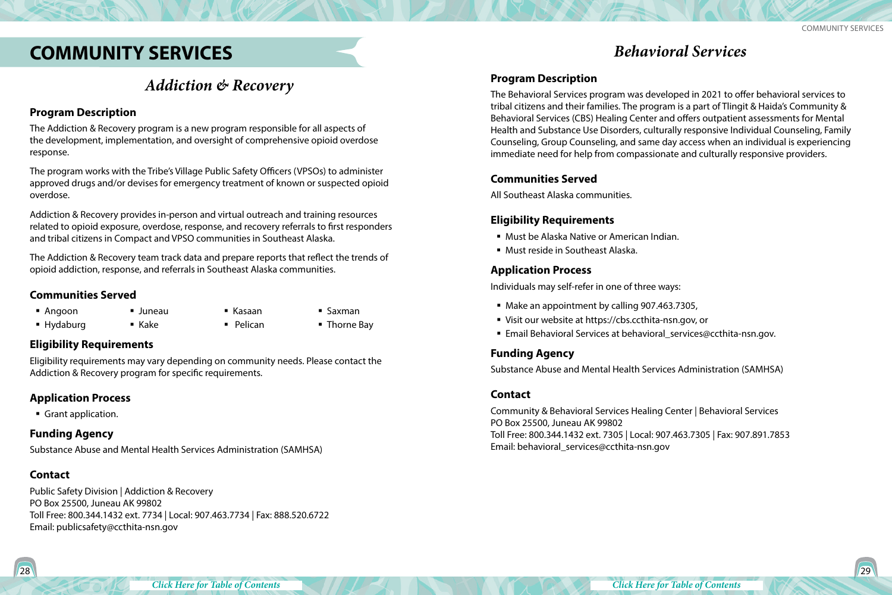# COMMUNITY SERVICES

## *Addiction & Recovery*

### Program Description

The Addiction & Recovery program is a new program responsible for all aspects of the development, implementation, and oversight of comprehensive opioid overdose response.

The program works with the Tribe's Village Public Safety Officers (VPSOs) to administer approved drugs and/or devises for emergency treatment of known or suspected opioid overdose.

Addiction & Recovery provides in-person and virtual outreach and training resources related to opioid exposure, overdose, response, and recovery referrals to first responders and tribal citizens in Compact and VPSO communities in Southeast Alaska.

The Addiction & Recovery team track data and prepare reports that reflect the trends of opioid addiction, response, and referrals in Southeast Alaska communities.

### Communities Served

- Angoon
- Hydaburg
- Juneau
- Kake
- Kasaan
- Pelican
- Saxman
- Thorne Bay

### Eligibility Requirements

Eligibility requirements may vary depending on community needs. Please contact the Addiction & Recovery program for specific requirements.

### Application Process

- Grant application.

### Funding Agency

Substance Abuse and Mental Health Services Administration (SAMHSA)

### Contact

Public Safety Division | Addiction & Recovery
PO Box 25500, Juneau AK 99802
Toll Free: 800.344.1432 ext. 7734 | Local: 907.463.7734 | Fax: 888.520.6722
Email: publicsafety@ccthita-nsn.gov

## *Behavioral Services*

### Program Description

The Behavioral Services program was developed in 2021 to offer behavioral services to tribal citizens and their families. The program is a part of Tlingit & Haida's Community & Behavioral Services (CBS) Healing Center and offers outpatient assessments for Mental Health and Substance Use Disorders, culturally responsive Individual Counseling, Family Counseling, Group Counseling, and same day access when an individual is experiencing immediate need for help from compassionate and culturally responsive providers.

### Communities Served

All Southeast Alaska communities.

### Eligibility Requirements

- Must be Alaska Native or American Indian.
- Must reside in Southeast Alaska.

### Application Process

Individuals may self-refer in one of three ways:

- Make an appointment by calling 907.463.7305,
- Visit our website at https://cbs.ccthita-nsn.gov, or
- Email Behavioral Services at behavioral_services@ccthita-nsn.gov.

### Funding Agency

Substance Abuse and Mental Health Services Administration (SAMHSA)

### Contact

Community & Behavioral Services Healing Center | Behavioral Services
PO Box 25500, Juneau AK 99802
Toll Free: 800.344.1432 ext. 7305 | Local: 907.463.7305 | Fax: 907.891.7853
Email: behavioral_services@ccthita-nsn.gov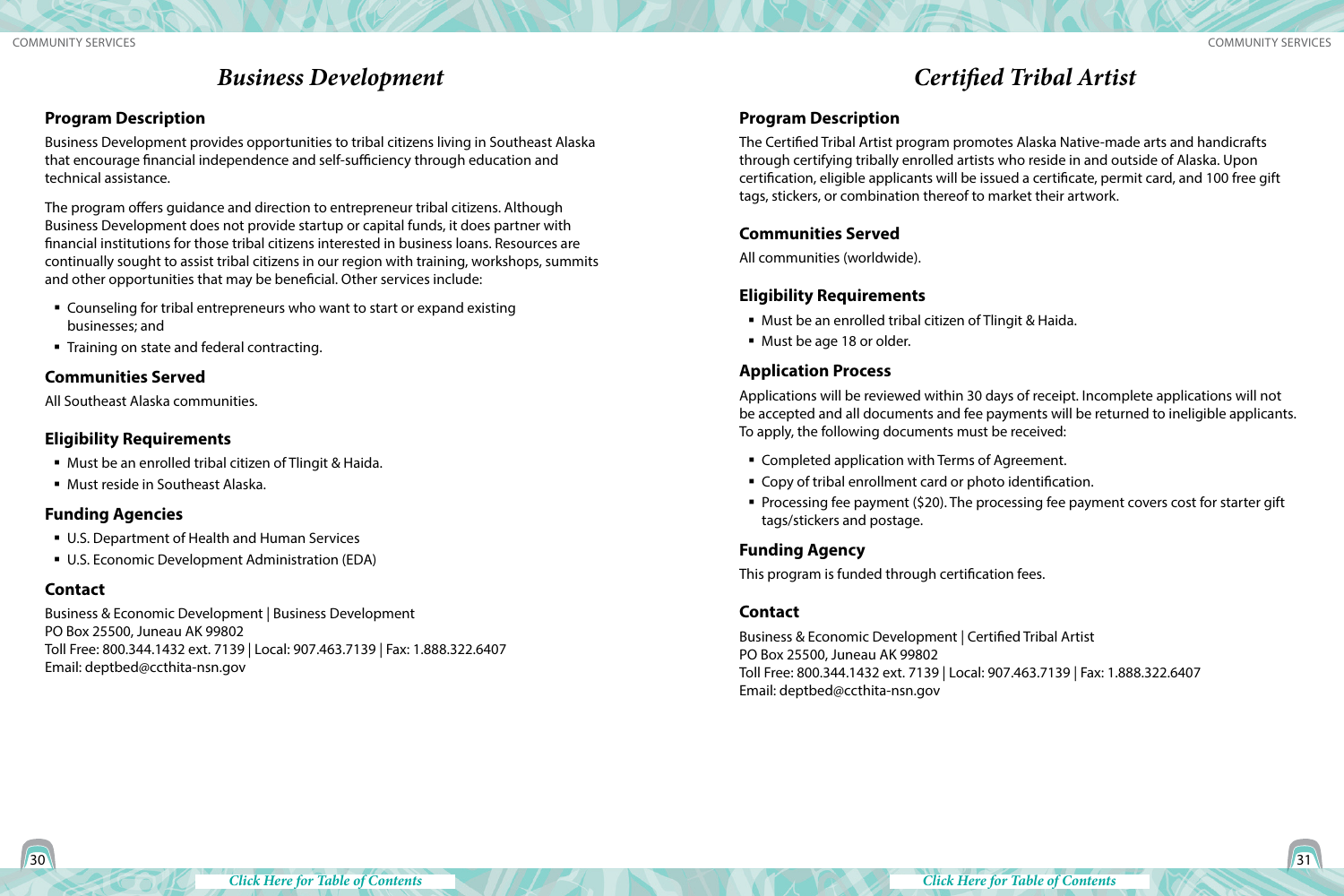# Business Development

## Program Description

Business Development provides opportunities to tribal citizens living in Southeast Alaska that encourage financial independence and self-sufficiency through education and technical assistance.

The program offers guidance and direction to entrepreneur tribal citizens. Although Business Development does not provide startup or capital funds, it does partner with financial institutions for those tribal citizens interested in business loans. Resources are continually sought to assist tribal citizens in our region with training, workshops, summits and other opportunities that may be beneficial. Other services include:

- Counseling for tribal entrepreneurs who want to start or expand existing businesses; and
- Training on state and federal contracting.

## Communities Served

All Southeast Alaska communities.

## Eligibility Requirements

- Must be an enrolled tribal citizen of Tlingit & Haida.
- Must reside in Southeast Alaska.

## Funding Agencies

- U.S. Department of Health and Human Services
- U.S. Economic Development Administration (EDA)

## Contact

Business & Economic Development | Business Development
PO Box 25500, Juneau AK 99802
Toll Free: 800.344.1432 ext. 7139 | Local: 907.463.7139 | Fax: 1.888.322.6407
Email: deptbed@ccthita-nsn.gov

# Certified Tribal Artist

## Program Description

The Certified Tribal Artist program promotes Alaska Native-made arts and handicrafts through certifying tribally enrolled artists who reside in and outside of Alaska. Upon certification, eligible applicants will be issued a certificate, permit card, and 100 free gift tags, stickers, or combination thereof to market their artwork.

## Communities Served

All communities (worldwide).

## Eligibility Requirements

- Must be an enrolled tribal citizen of Tlingit & Haida.
- Must be age 18 or older.

## Application Process

Applications will be reviewed within 30 days of receipt. Incomplete applications will not be accepted and all documents and fee payments will be returned to ineligible applicants. To apply, the following documents must be received:

- Completed application with Terms of Agreement.
- Copy of tribal enrollment card or photo identification.
- Processing fee payment ($20). The processing fee payment covers cost for starter gift tags/stickers and postage.

## Funding Agency

This program is funded through certification fees.

## Contact

Business & Economic Development | Certified Tribal Artist
PO Box 25500, Juneau AK 99802
Toll Free: 800.344.1432 ext. 7139 | Local: 907.463.7139 | Fax: 1.888.322.6407
Email: deptbed@ccthita-nsn.gov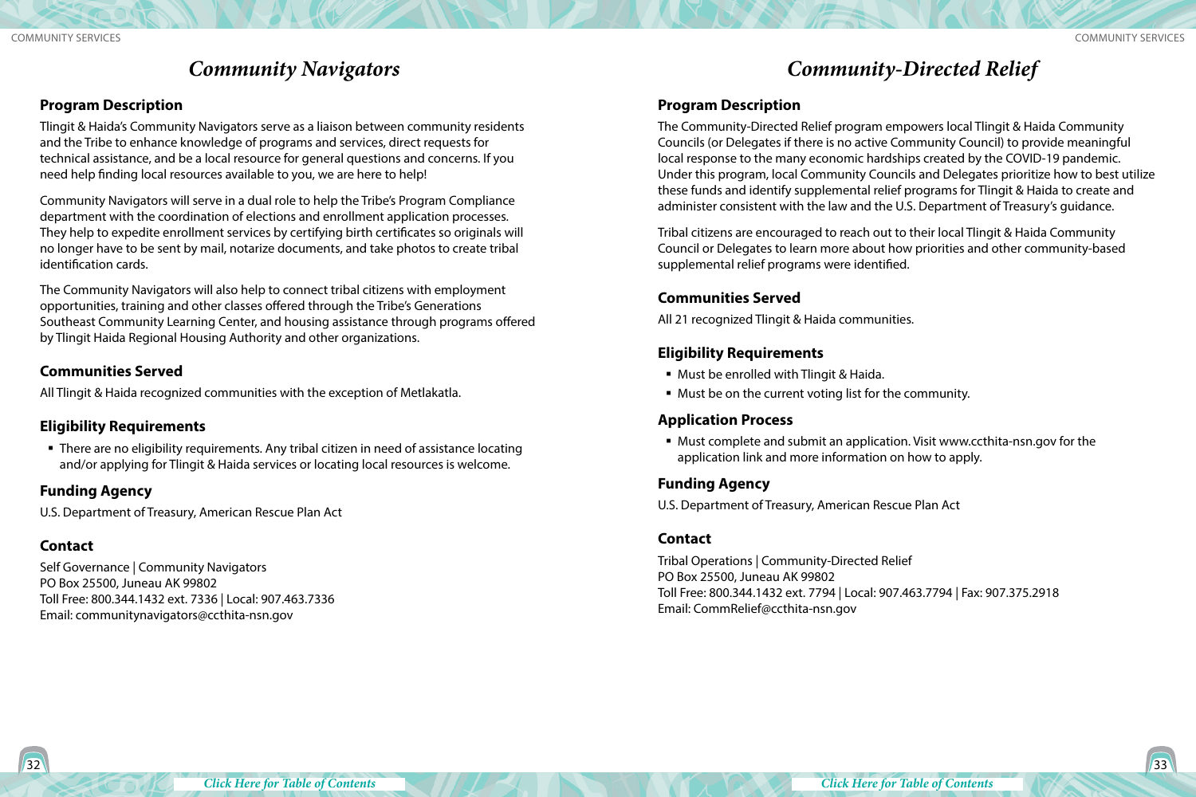# Community Navigators

## Program Description

Tlingit & Haida's Community Navigators serve as a liaison between community residents and the Tribe to enhance knowledge of programs and services, direct requests for technical assistance, and be a local resource for general questions and concerns. If you need help finding local resources available to you, we are here to help!

Community Navigators will serve in a dual role to help the Tribe's Program Compliance department with the coordination of elections and enrollment application processes. They help to expedite enrollment services by certifying birth certificates so originals will no longer have to be sent by mail, notarize documents, and take photos to create tribal identification cards.

The Community Navigators will also help to connect tribal citizens with employment opportunities, training and other classes offered through the Tribe's Generations Southeast Community Learning Center, and housing assistance through programs offered by Tlingit Haida Regional Housing Authority and other organizations.

## Communities Served

All Tlingit & Haida recognized communities with the exception of Metlakatla.

## Eligibility Requirements

- There are no eligibility requirements. Any tribal citizen in need of assistance locating and/or applying for Tlingit & Haida services or locating local resources is welcome.

## Funding Agency

U.S. Department of Treasury, American Rescue Plan Act

## Contact

Self Governance | Community Navigators
PO Box 25500, Juneau AK 99802
Toll Free: 800.344.1432 ext. 7336 | Local: 907.463.7336
Email: communitynavigators@ccthita-nsn.gov

# Community-Directed Relief

## Program Description

The Community-Directed Relief program empowers local Tlingit & Haida Community Councils (or Delegates if there is no active Community Council) to provide meaningful local response to the many economic hardships created by the COVID-19 pandemic. Under this program, local Community Councils and Delegates prioritize how to best utilize these funds and identify supplemental relief programs for Tlingit & Haida to create and administer consistent with the law and the U.S. Department of Treasury's guidance.

Tribal citizens are encouraged to reach out to their local Tlingit & Haida Community Council or Delegates to learn more about how priorities and other community-based supplemental relief programs were identified.

## Communities Served

All 21 recognized Tlingit & Haida communities.

## Eligibility Requirements

- Must be enrolled with Tlingit & Haida.
- Must be on the current voting list for the community.

## Application Process

- Must complete and submit an application. Visit www.ccthita-nsn.gov for the application link and more information on how to apply.

## Funding Agency

U.S. Department of Treasury, American Rescue Plan Act

## Contact

Tribal Operations | Community-Directed Relief
PO Box 25500, Juneau AK 99802
Toll Free: 800.344.1432 ext. 7794 | Local: 907.463.7794 | Fax: 907.375.2918
Email: CommRelief@ccthita-nsn.gov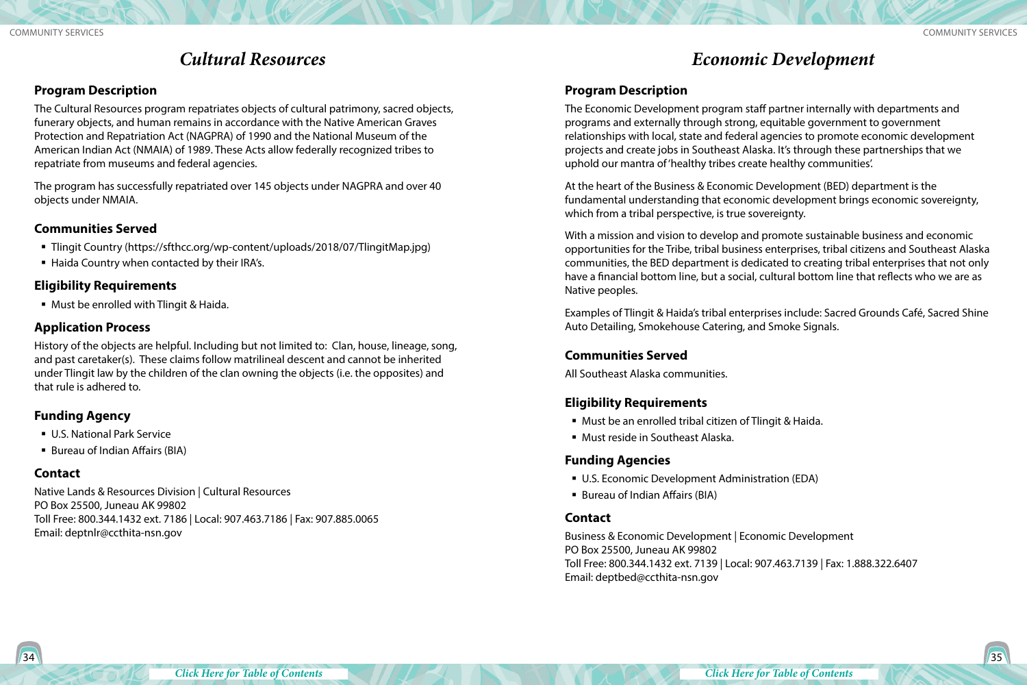# Cultural Resources

### Program Description

The Cultural Resources program repatriates objects of cultural patrimony, sacred objects, funerary objects, and human remains in accordance with the Native American Graves Protection and Repatriation Act (NAGPRA) of 1990 and the National Museum of the American Indian Act (NMAIA) of 1989. These Acts allow federally recognized tribes to repatriate from museums and federal agencies.

The program has successfully repatriated over 145 objects under NAGPRA and over 40 objects under NMAIA.

### Communities Served

- Tlingit Country (https://sfthcc.org/wp-content/uploads/2018/07/TlingitMap.jpg)
- Haida Country when contacted by their IRA's.

### Eligibility Requirements

- Must be enrolled with Tlingit & Haida.

### Application Process

History of the objects are helpful. Including but not limited to: Clan, house, lineage, song, and past caretaker(s). These claims follow matrilineal descent and cannot be inherited under Tlingit law by the children of the clan owning the objects (i.e. the opposites) and that rule is adhered to.

### Funding Agency

- U.S. National Park Service
- Bureau of Indian Affairs (BIA)

### Contact

Native Lands & Resources Division | Cultural Resources
PO Box 25500, Juneau AK 99802
Toll Free: 800.344.1432 ext. 7186 | Local: 907.463.7186 | Fax: 907.885.0065
Email: deptnlr@ccthita-nsn.gov

# Economic Development

### Program Description

The Economic Development program staff partner internally with departments and programs and externally through strong, equitable government to government relationships with local, state and federal agencies to promote economic development projects and create jobs in Southeast Alaska. It's through these partnerships that we uphold our mantra of 'healthy tribes create healthy communities'.

At the heart of the Business & Economic Development (BED) department is the fundamental understanding that economic development brings economic sovereignty, which from a tribal perspective, is true sovereignty.

With a mission and vision to develop and promote sustainable business and economic opportunities for the Tribe, tribal business enterprises, tribal citizens and Southeast Alaska communities, the BED department is dedicated to creating tribal enterprises that not only have a financial bottom line, but a social, cultural bottom line that reflects who we are as Native peoples.

Examples of Tlingit & Haida's tribal enterprises include: Sacred Grounds Café, Sacred Shine Auto Detailing, Smokehouse Catering, and Smoke Signals.

### Communities Served

All Southeast Alaska communities.

### Eligibility Requirements

- Must be an enrolled tribal citizen of Tlingit & Haida.
- Must reside in Southeast Alaska.

### Funding Agencies

- U.S. Economic Development Administration (EDA)
- Bureau of Indian Affairs (BIA)

### Contact

Business & Economic Development | Economic Development
PO Box 25500, Juneau AK 99802
Toll Free: 800.344.1432 ext. 7139 | Local: 907.463.7139 | Fax: 1.888.322.6407
Email: deptbed@ccthita-nsn.gov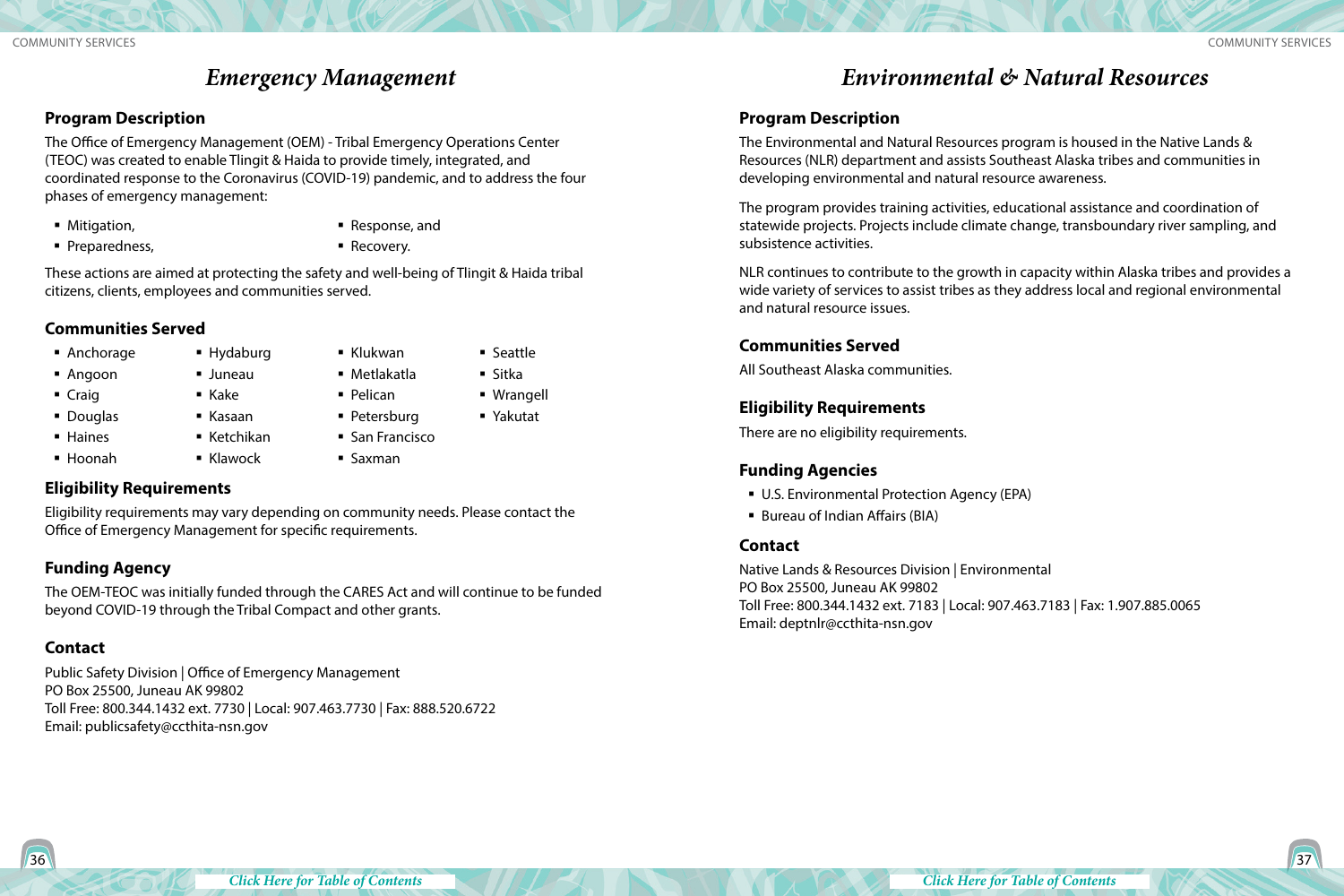# Emergency Management

## Program Description

The Office of Emergency Management (OEM) - Tribal Emergency Operations Center (TEOC) was created to enable Tlingit & Haida to provide timely, integrated, and coordinated response to the Coronavirus (COVID-19) pandemic, and to address the four phases of emergency management:

- Mitigation,
- Preparedness,
- Response, and
- Recovery.

These actions are aimed at protecting the safety and well-being of Tlingit & Haida tribal citizens, clients, employees and communities served.

## Communities Served

- Anchorage
- Angoon
- Craig
- Douglas
- Haines
- Hoonah
- Hydaburg
- Juneau
- Kake
- Kasaan
- Ketchikan
- Klawock
- Klukwan
- Metlakatla
- Pelican
- Petersburg
- San Francisco
- Saxman
- Seattle
- Sitka
- Wrangell
- Yakutat

## Eligibility Requirements

Eligibility requirements may vary depending on community needs. Please contact the Office of Emergency Management for specific requirements.

## Funding Agency

The OEM-TEOC was initially funded through the CARES Act and will continue to be funded beyond COVID-19 through the Tribal Compact and other grants.

## Contact

Public Safety Division | Office of Emergency Management
PO Box 25500, Juneau AK 99802
Toll Free: 800.344.1432 ext. 7730 | Local: 907.463.7730 | Fax: 888.520.6722
Email: publicsafety@ccthita-nsn.gov

# Environmental & Natural Resources

## Program Description

The Environmental and Natural Resources program is housed in the Native Lands & Resources (NLR) department and assists Southeast Alaska tribes and communities in developing environmental and natural resource awareness.

The program provides training activities, educational assistance and coordination of statewide projects. Projects include climate change, transboundary river sampling, and subsistence activities.

NLR continues to contribute to the growth in capacity within Alaska tribes and provides a wide variety of services to assist tribes as they address local and regional environmental and natural resource issues.

## Communities Served

All Southeast Alaska communities.

## Eligibility Requirements

There are no eligibility requirements.

## Funding Agencies

- U.S. Environmental Protection Agency (EPA)
- Bureau of Indian Affairs (BIA)

## Contact

Native Lands & Resources Division | Environmental
PO Box 25500, Juneau AK 99802
Toll Free: 800.344.1432 ext. 7183 | Local: 907.463.7183 | Fax: 1.907.885.0065
Email: deptnlr@ccthita-nsn.gov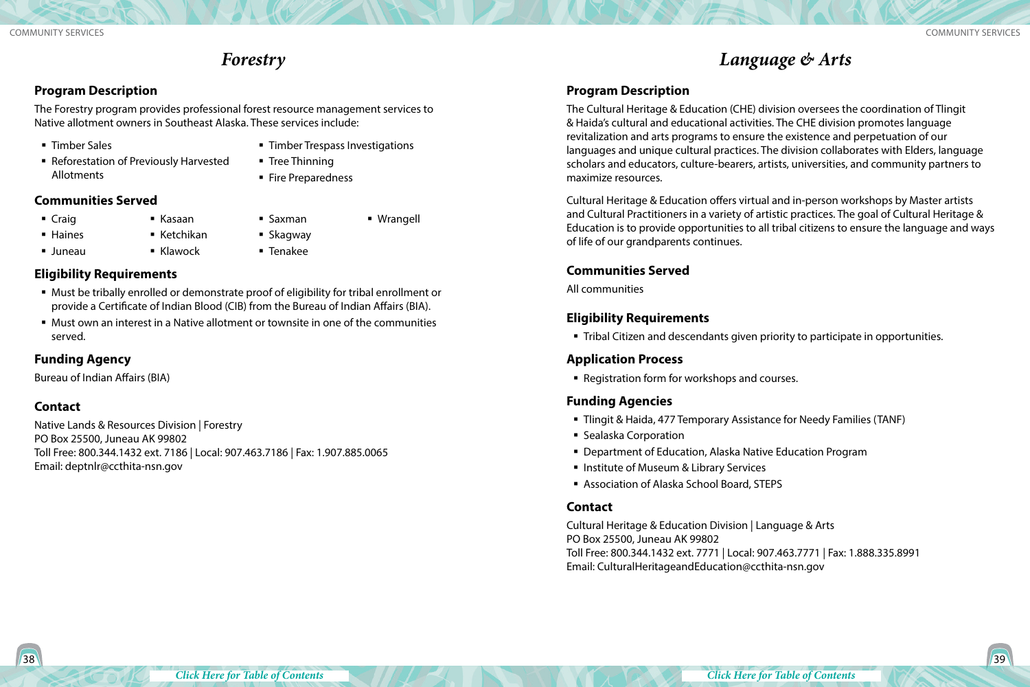# Forestry

## Program Description

The Forestry program provides professional forest resource management services to Native allotment owners in Southeast Alaska. These services include:

- Timber Sales
- Reforestation of Previously Harvested Allotments
- Timber Trespass Investigations
- Tree Thinning
- Fire Preparedness

## Communities Served

- Craig
- Haines
- Juneau
- Kasaan
- Ketchikan
- Klawock
- Saxman
- Skagway
- Tenakee
- Wrangell

## Eligibility Requirements

- Must be tribally enrolled or demonstrate proof of eligibility for tribal enrollment or provide a Certificate of Indian Blood (CIB) from the Bureau of Indian Affairs (BIA).
- Must own an interest in a Native allotment or townsite in one of the communities served.

## Funding Agency

Bureau of Indian Affairs (BIA)

## Contact

Native Lands & Resources Division | Forestry
PO Box 25500, Juneau AK 99802
Toll Free: 800.344.1432 ext. 7186 | Local: 907.463.7186 | Fax: 1.907.885.0065
Email: deptnlr@ccthita-nsn.gov

# Language & Arts

## Program Description

The Cultural Heritage & Education (CHE) division oversees the coordination of Tlingit & Haida's cultural and educational activities. The CHE division promotes language revitalization and arts programs to ensure the existence and perpetuation of our languages and unique cultural practices. The division collaborates with Elders, language scholars and educators, culture-bearers, artists, universities, and community partners to maximize resources.

Cultural Heritage & Education offers virtual and in-person workshops by Master artists and Cultural Practitioners in a variety of artistic practices. The goal of Cultural Heritage & Education is to provide opportunities to all tribal citizens to ensure the language and ways of life of our grandparents continues.

## Communities Served

All communities

## Eligibility Requirements

- Tribal Citizen and descendants given priority to participate in opportunities.

## Application Process

- Registration form for workshops and courses.

## Funding Agencies

- Tlingit & Haida, 477 Temporary Assistance for Needy Families (TANF)
- Sealaska Corporation
- Department of Education, Alaska Native Education Program
- Institute of Museum & Library Services
- Association of Alaska School Board, STEPS

## Contact

Cultural Heritage & Education Division | Language & Arts
PO Box 25500, Juneau AK 99802
Toll Free: 800.344.1432 ext. 7771 | Local: 907.463.7771 | Fax: 1.888.335.8991
Email: CulturalHeritageandEducation@ccthita-nsn.gov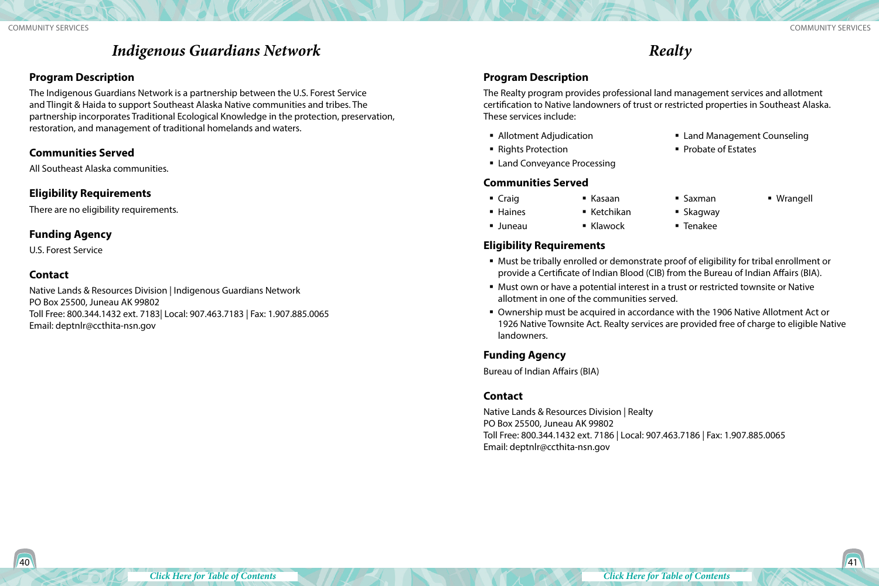# *Indigenous Guardians Network*

## Program Description

The Indigenous Guardians Network is a partnership between the U.S. Forest Service and Tlingit & Haida to support Southeast Alaska Native communities and tribes. The partnership incorporates Traditional Ecological Knowledge in the protection, preservation, restoration, and management of traditional homelands and waters.

## Communities Served

All Southeast Alaska communities.

## Eligibility Requirements

There are no eligibility requirements.

## Funding Agency

U.S. Forest Service

## Contact

Native Lands & Resources Division | Indigenous Guardians Network
PO Box 25500, Juneau AK 99802
Toll Free: 800.344.1432 ext. 7183| Local: 907.463.7183 | Fax: 1.907.885.0065
Email: deptnlr@ccthita-nsn.gov

# *Realty*

## Program Description

The Realty program provides professional land management services and allotment certification to Native landowners of trust or restricted properties in Southeast Alaska. These services include:

- Allotment Adjudication
- Rights Protection
- Land Conveyance Processing
- Land Management Counseling
- Probate of Estates

## Communities Served

- Craig
- Haines
- Juneau
- Kasaan
- Ketchikan
- Klawock
- Saxman
- Skagway
- Tenakee
- Wrangell

## Eligibility Requirements

- Must be tribally enrolled or demonstrate proof of eligibility for tribal enrollment or provide a Certificate of Indian Blood (CIB) from the Bureau of Indian Affairs (BIA).
- Must own or have a potential interest in a trust or restricted townsite or Native allotment in one of the communities served.
- Ownership must be acquired in accordance with the 1906 Native Allotment Act or 1926 Native Townsite Act. Realty services are provided free of charge to eligible Native landowners.

## Funding Agency

Bureau of Indian Affairs (BIA)

## Contact

Native Lands & Resources Division | Realty
PO Box 25500, Juneau AK 99802
Toll Free: 800.344.1432 ext. 7186 | Local: 907.463.7186 | Fax: 1.907.885.0065
Email: deptnlr@ccthita-nsn.gov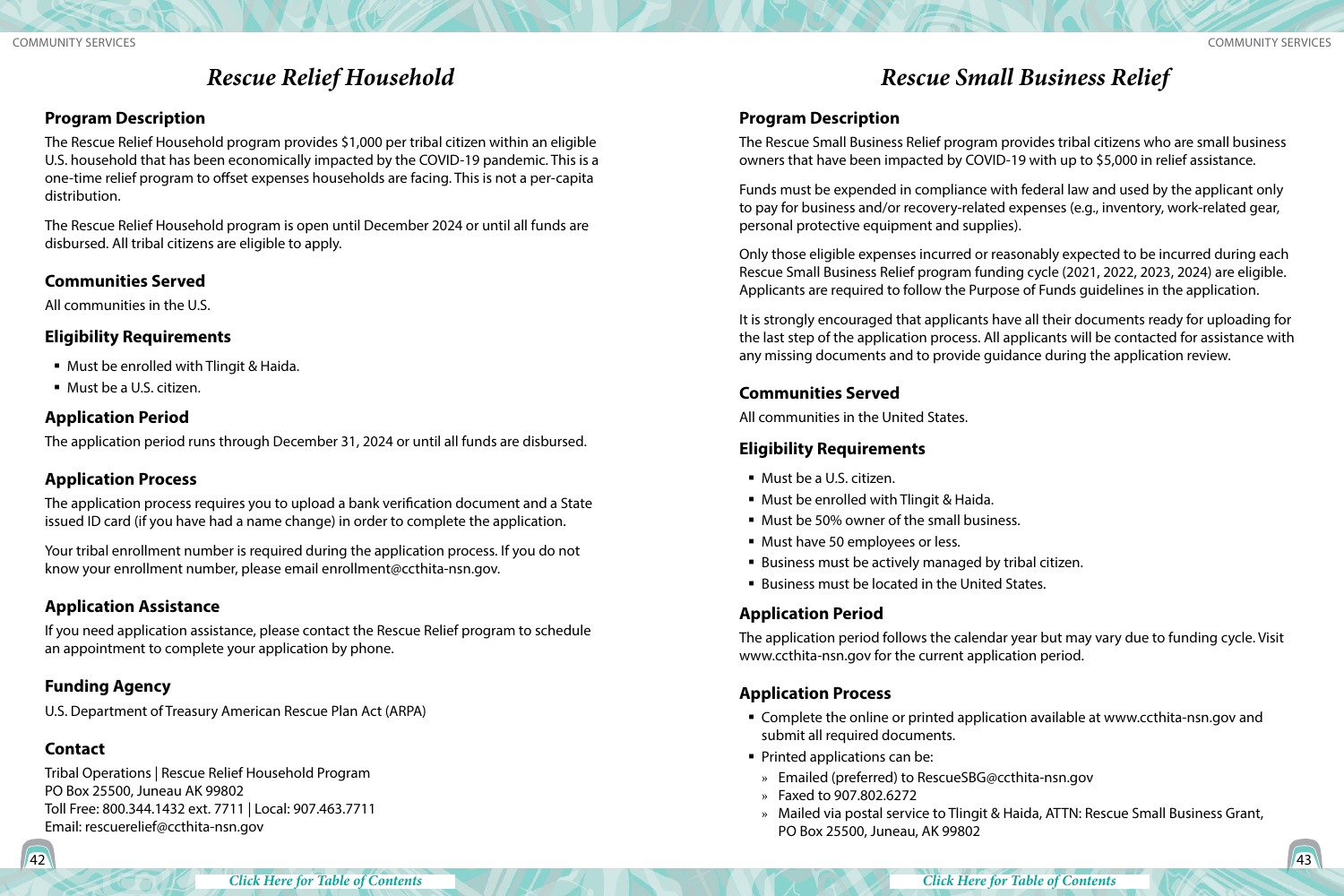# *Rescue Relief Household*

## Program Description

The Rescue Relief Household program provides $1,000 per tribal citizen within an eligible U.S. household that has been economically impacted by the COVID-19 pandemic. This is a one-time relief program to offset expenses households are facing. This is not a per-capita distribution.

The Rescue Relief Household program is open until December 2024 or until all funds are disbursed. All tribal citizens are eligible to apply.

## Communities Served

All communities in the U.S.

## Eligibility Requirements

- Must be enrolled with Tlingit & Haida.
- Must be a U.S. citizen.

## Application Period

The application period runs through December 31, 2024 or until all funds are disbursed.

## Application Process

The application process requires you to upload a bank verification document and a State issued ID card (if you have had a name change) in order to complete the application.

Your tribal enrollment number is required during the application process. If you do not know your enrollment number, please email enrollment@ccthita-nsn.gov.

## Application Assistance

If you need application assistance, please contact the Rescue Relief program to schedule an appointment to complete your application by phone.

## Funding Agency

U.S. Department of Treasury American Rescue Plan Act (ARPA)

## Contact

Tribal Operations | Rescue Relief Household Program
PO Box 25500, Juneau AK 99802
Toll Free: 800.344.1432 ext. 7711 | Local: 907.463.7711
Email: rescuerelief@ccthita-nsn.gov

# *Rescue Small Business Relief*

## Program Description

The Rescue Small Business Relief program provides tribal citizens who are small business owners that have been impacted by COVID-19 with up to $5,000 in relief assistance.

Funds must be expended in compliance with federal law and used by the applicant only to pay for business and/or recovery-related expenses (e.g., inventory, work-related gear, personal protective equipment and supplies).

Only those eligible expenses incurred or reasonably expected to be incurred during each Rescue Small Business Relief program funding cycle (2021, 2022, 2023, 2024) are eligible. Applicants are required to follow the Purpose of Funds guidelines in the application.

It is strongly encouraged that applicants have all their documents ready for uploading for the last step of the application process. All applicants will be contacted for assistance with any missing documents and to provide guidance during the application review.

## Communities Served

All communities in the United States.

## Eligibility Requirements

- Must be a U.S. citizen.
- Must be enrolled with Tlingit & Haida.
- Must be 50% owner of the small business.
- Must have 50 employees or less.
- Business must be actively managed by tribal citizen.
- Business must be located in the United States.

## Application Period

The application period follows the calendar year but may vary due to funding cycle. Visit www.ccthita-nsn.gov for the current application period.

## Application Process

- Complete the online or printed application available at www.ccthita-nsn.gov and submit all required documents.
- Printed applications can be:
  - Emailed (preferred) to RescueSBG@ccthita-nsn.gov
  - Faxed to 907.802.6272
  - Mailed via postal service to Tlingit & Haida, ATTN: Rescue Small Business Grant, PO Box 25500, Juneau, AK 99802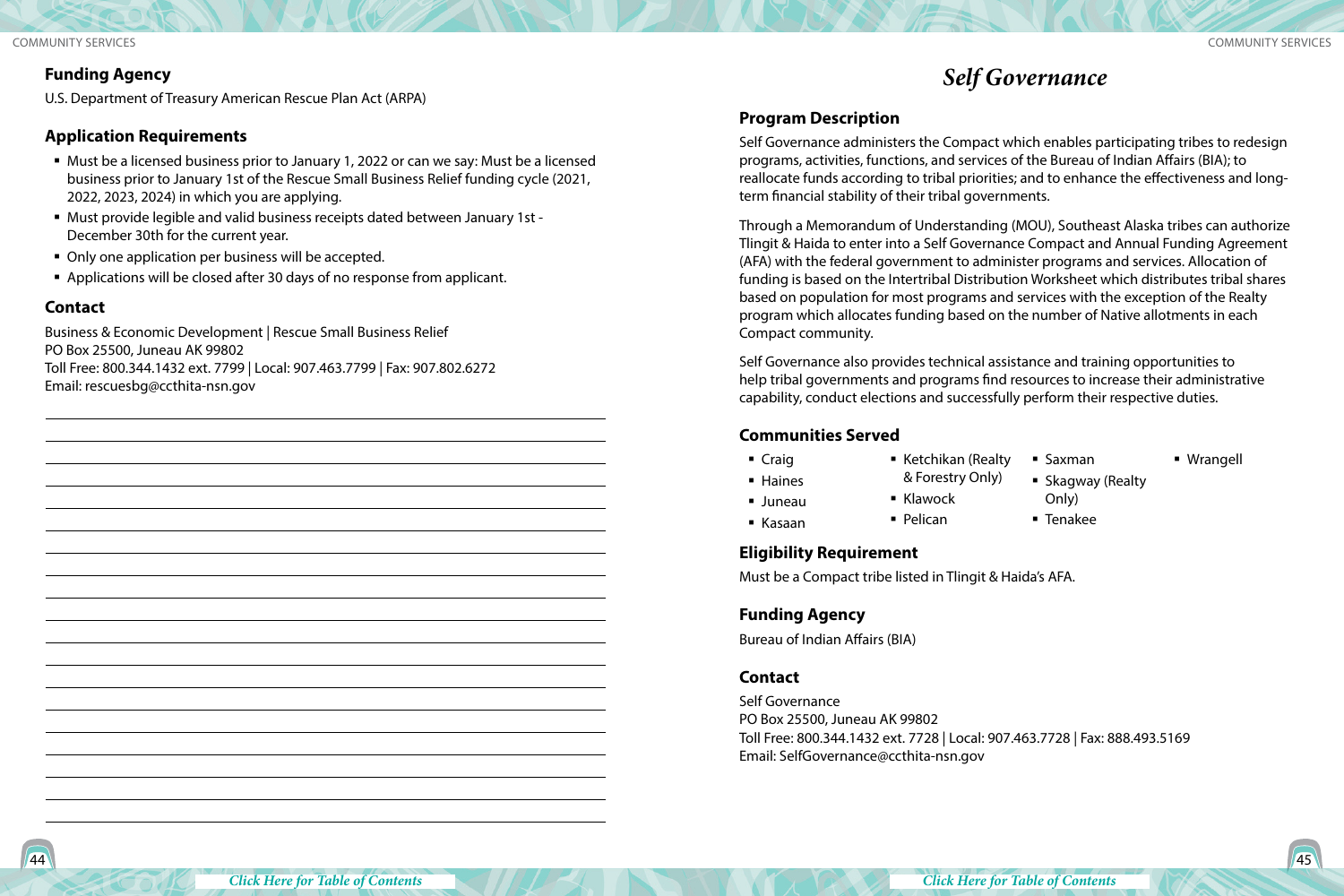## Funding Agency

U.S. Department of Treasury American Rescue Plan Act (ARPA)

## Application Requirements

- Must be a licensed business prior to January 1, 2022 or can we say: Must be a licensed business prior to January 1st of the Rescue Small Business Relief funding cycle (2021, 2022, 2023, 2024) in which you are applying.
- Must provide legible and valid business receipts dated between January 1st - December 30th for the current year.
- Only one application per business will be accepted.
- Applications will be closed after 30 days of no response from applicant.

## Contact

Business & Economic Development | Rescue Small Business Relief
PO Box 25500, Juneau AK 99802
Toll Free: 800.344.1432 ext. 7799 | Local: 907.463.7799 | Fax: 907.802.6272
Email: rescuesbg@ccthita-nsn.gov

# *Self Governance*

## Program Description

Self Governance administers the Compact which enables participating tribes to redesign programs, activities, functions, and services of the Bureau of Indian Affairs (BIA); to reallocate funds according to tribal priorities; and to enhance the effectiveness and long-term financial stability of their tribal governments.

Through a Memorandum of Understanding (MOU), Southeast Alaska tribes can authorize Tlingit & Haida to enter into a Self Governance Compact and Annual Funding Agreement (AFA) with the federal government to administer programs and services. Allocation of funding is based on the Intertribal Distribution Worksheet which distributes tribal shares based on population for most programs and services with the exception of the Realty program which allocates funding based on the number of Native allotments in each Compact community.

Self Governance also provides technical assistance and training opportunities to help tribal governments and programs find resources to increase their administrative capability, conduct elections and successfully perform their respective duties.

## Communities Served

- Craig
- Haines
- Juneau
- Kasaan
- Ketchikan (Realty & Forestry Only)
- Klawock
- Pelican
- Saxman
- Skagway (Realty Only)
- Tenakee
- Wrangell

## Eligibility Requirement

Must be a Compact tribe listed in Tlingit & Haida's AFA.

## Funding Agency

Bureau of Indian Affairs (BIA)

## Contact

Self Governance
PO Box 25500, Juneau AK 99802
Toll Free: 800.344.1432 ext. 7728 | Local: 907.463.7728 | Fax: 888.493.5169
Email: SelfGovernance@ccthita-nsn.gov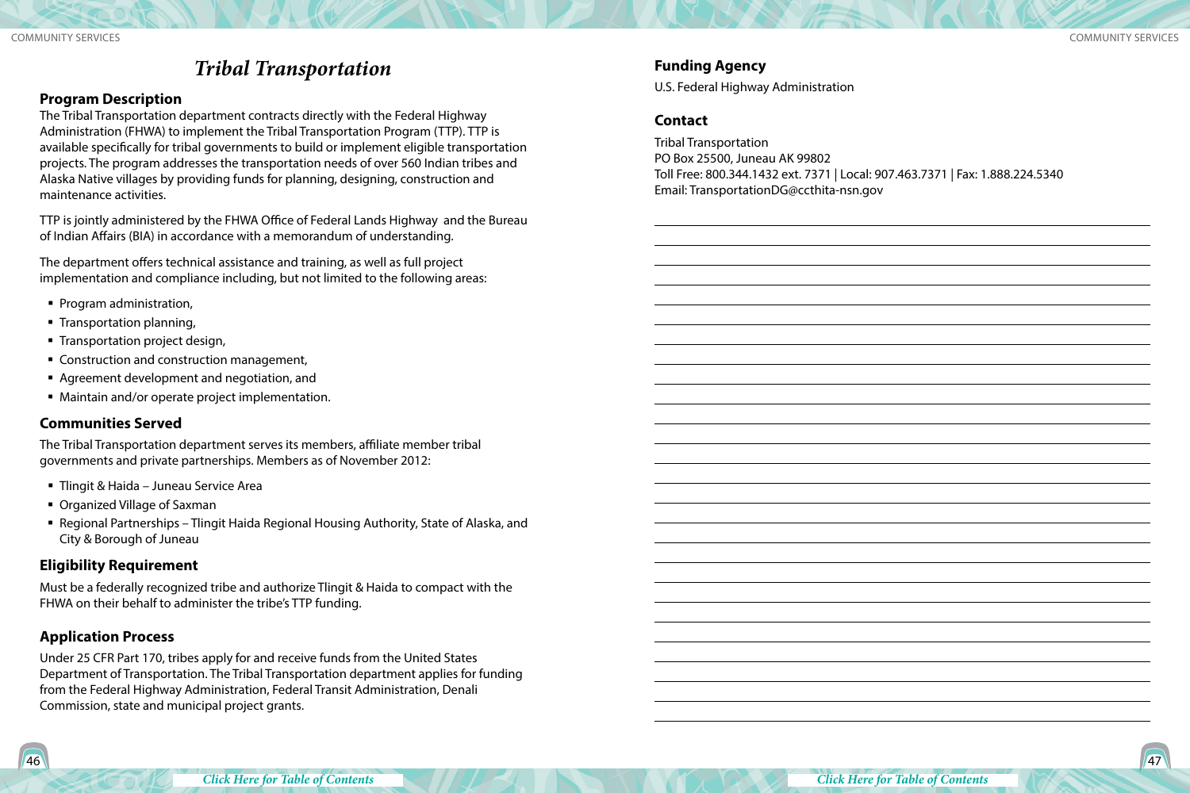# *Tribal Transportation*

## Program Description

The Tribal Transportation department contracts directly with the Federal Highway Administration (FHWA) to implement the Tribal Transportation Program (TTP). TTP is available specifically for tribal governments to build or implement eligible transportation projects. The program addresses the transportation needs of over 560 Indian tribes and Alaska Native villages by providing funds for planning, designing, construction and maintenance activities.

TTP is jointly administered by the FHWA Office of Federal Lands Highway and the Bureau of Indian Affairs (BIA) in accordance with a memorandum of understanding.

The department offers technical assistance and training, as well as full project implementation and compliance including, but not limited to the following areas:

- Program administration,
- Transportation planning,
- Transportation project design,
- Construction and construction management,
- Agreement development and negotiation, and
- Maintain and/or operate project implementation.

## Communities Served

The Tribal Transportation department serves its members, affiliate member tribal governments and private partnerships. Members as of November 2012:

- Tlingit & Haida – Juneau Service Area
- Organized Village of Saxman
- Regional Partnerships – Tlingit Haida Regional Housing Authority, State of Alaska, and City & Borough of Juneau

## Eligibility Requirement

Must be a federally recognized tribe and authorize Tlingit & Haida to compact with the FHWA on their behalf to administer the tribe's TTP funding.

## Application Process

Under 25 CFR Part 170, tribes apply for and receive funds from the United States Department of Transportation. The Tribal Transportation department applies for funding from the Federal Highway Administration, Federal Transit Administration, Denali Commission, state and municipal project grants.

## Funding Agency

U.S. Federal Highway Administration

## Contact

Tribal Transportation
PO Box 25500, Juneau AK 99802
Toll Free: 800.344.1432 ext. 7371 | Local: 907.463.7371 | Fax: 1.888.224.5340
Email: TransportationDG@ccthita-nsn.gov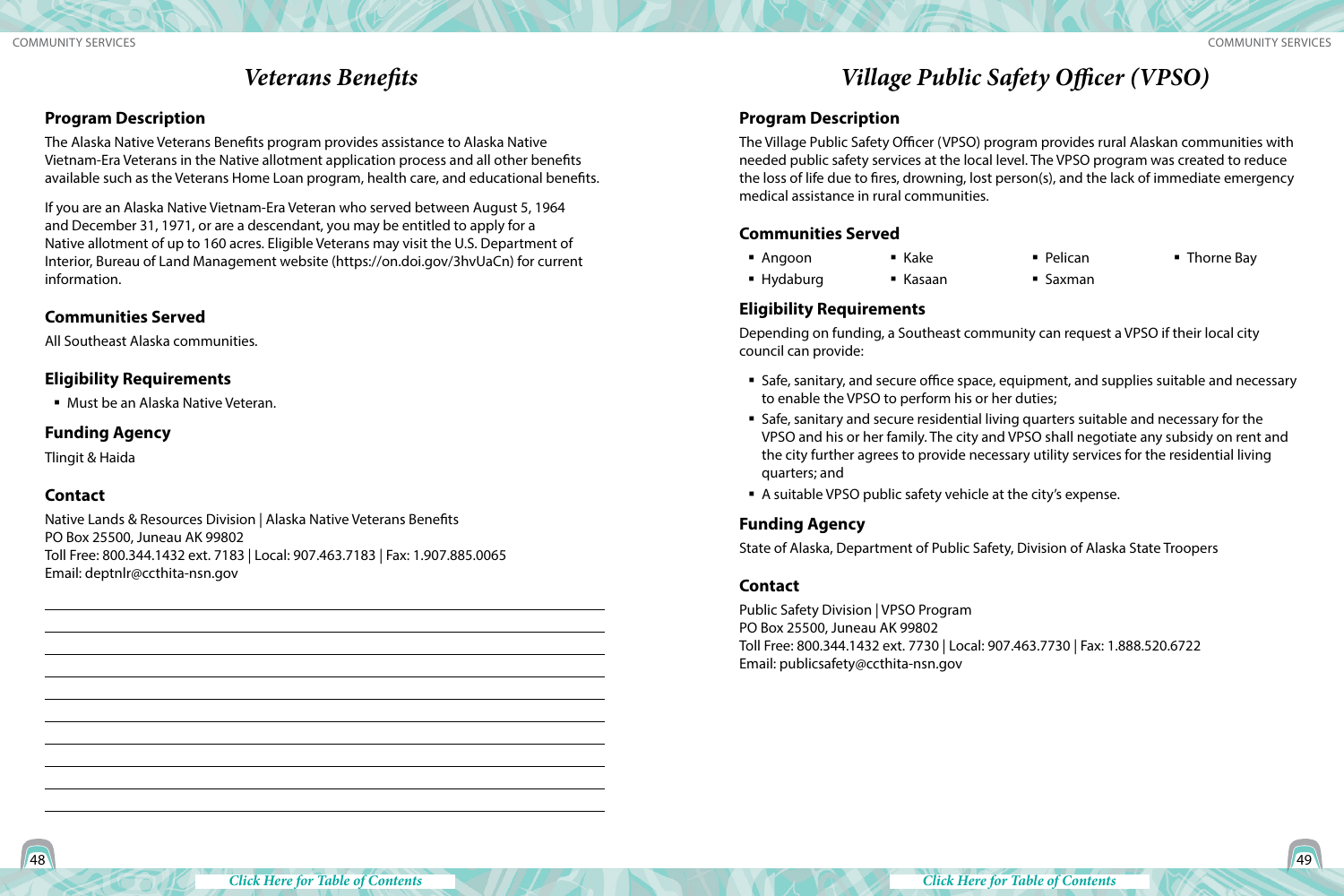# *Veterans Benefits*

## Program Description

The Alaska Native Veterans Benefits program provides assistance to Alaska Native Vietnam-Era Veterans in the Native allotment application process and all other benefits available such as the Veterans Home Loan program, health care, and educational benefits.

If you are an Alaska Native Vietnam-Era Veteran who served between August 5, 1964 and December 31, 1971, or are a descendant, you may be entitled to apply for a Native allotment of up to 160 acres. Eligible Veterans may visit the U.S. Department of Interior, Bureau of Land Management website (https://on.doi.gov/3hvUaCn) for current information.

## Communities Served

All Southeast Alaska communities.

## Eligibility Requirements

- Must be an Alaska Native Veteran.

## Funding Agency

Tlingit & Haida

## Contact

Native Lands & Resources Division | Alaska Native Veterans Benefits
PO Box 25500, Juneau AK 99802
Toll Free: 800.344.1432 ext. 7183 | Local: 907.463.7183 | Fax: 1.907.885.0065
Email: deptnlr@ccthita-nsn.gov

# *Village Public Safety Officer (VPSO)*

## Program Description

The Village Public Safety Officer (VPSO) program provides rural Alaskan communities with needed public safety services at the local level. The VPSO program was created to reduce the loss of life due to fires, drowning, lost person(s), and the lack of immediate emergency medical assistance in rural communities.

## Communities Served

- Angoon
- Hydaburg
- Kake
- Kasaan
- Pelican
- Saxman
- Thorne Bay

## Eligibility Requirements

Depending on funding, a Southeast community can request a VPSO if their local city council can provide:

- Safe, sanitary, and secure office space, equipment, and supplies suitable and necessary to enable the VPSO to perform his or her duties;
- Safe, sanitary and secure residential living quarters suitable and necessary for the VPSO and his or her family. The city and VPSO shall negotiate any subsidy on rent and the city further agrees to provide necessary utility services for the residential living quarters; and
- A suitable VPSO public safety vehicle at the city's expense.

## Funding Agency

State of Alaska, Department of Public Safety, Division of Alaska State Troopers

## Contact

Public Safety Division | VPSO Program
PO Box 25500, Juneau AK 99802
Toll Free: 800.344.1432 ext. 7730 | Local: 907.463.7730 | Fax: 1.888.520.6722
Email: publicsafety@ccthita-nsn.gov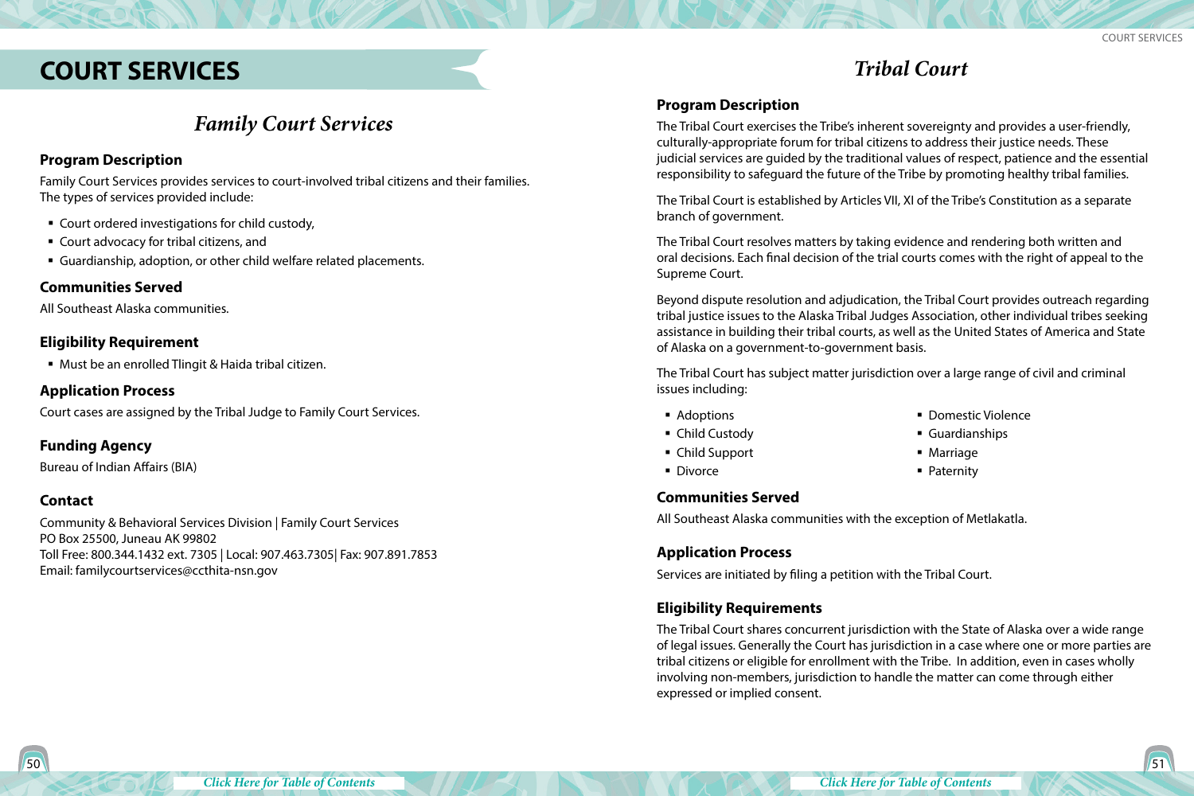# COURT SERVICES

## *Family Court Services*

### Program Description

Family Court Services provides services to court-involved tribal citizens and their families. The types of services provided include:

- Court ordered investigations for child custody,
- Court advocacy for tribal citizens, and
- Guardianship, adoption, or other child welfare related placements.

### Communities Served

All Southeast Alaska communities.

### Eligibility Requirement

- Must be an enrolled Tlingit & Haida tribal citizen.

### Application Process

Court cases are assigned by the Tribal Judge to Family Court Services.

### Funding Agency

Bureau of Indian Affairs (BIA)

### Contact

Community & Behavioral Services Division | Family Court Services
PO Box 25500, Juneau AK 99802
Toll Free: 800.344.1432 ext. 7305 | Local: 907.463.7305| Fax: 907.891.7853
Email: familycourtservices@ccthita-nsn.gov

## *Tribal Court*

### Program Description

The Tribal Court exercises the Tribe's inherent sovereignty and provides a user-friendly, culturally-appropriate forum for tribal citizens to address their justice needs. These judicial services are guided by the traditional values of respect, patience and the essential responsibility to safeguard the future of the Tribe by promoting healthy tribal families.

The Tribal Court is established by Articles VII, XI of the Tribe's Constitution as a separate branch of government.

The Tribal Court resolves matters by taking evidence and rendering both written and oral decisions. Each final decision of the trial courts comes with the right of appeal to the Supreme Court.

Beyond dispute resolution and adjudication, the Tribal Court provides outreach regarding tribal justice issues to the Alaska Tribal Judges Association, other individual tribes seeking assistance in building their tribal courts, as well as the United States of America and State of Alaska on a government-to-government basis.

The Tribal Court has subject matter jurisdiction over a large range of civil and criminal issues including:

- Adoptions
- Child Custody
- Child Support
- Divorce
- Domestic Violence
- Guardianships
- Marriage
- Paternity

### Communities Served

All Southeast Alaska communities with the exception of Metlakatla.

### Application Process

Services are initiated by filing a petition with the Tribal Court.

### Eligibility Requirements

The Tribal Court shares concurrent jurisdiction with the State of Alaska over a wide range of legal issues. Generally the Court has jurisdiction in a case where one or more parties are tribal citizens or eligible for enrollment with the Tribe. In addition, even in cases wholly involving non-members, jurisdiction to handle the matter can come through either expressed or implied consent.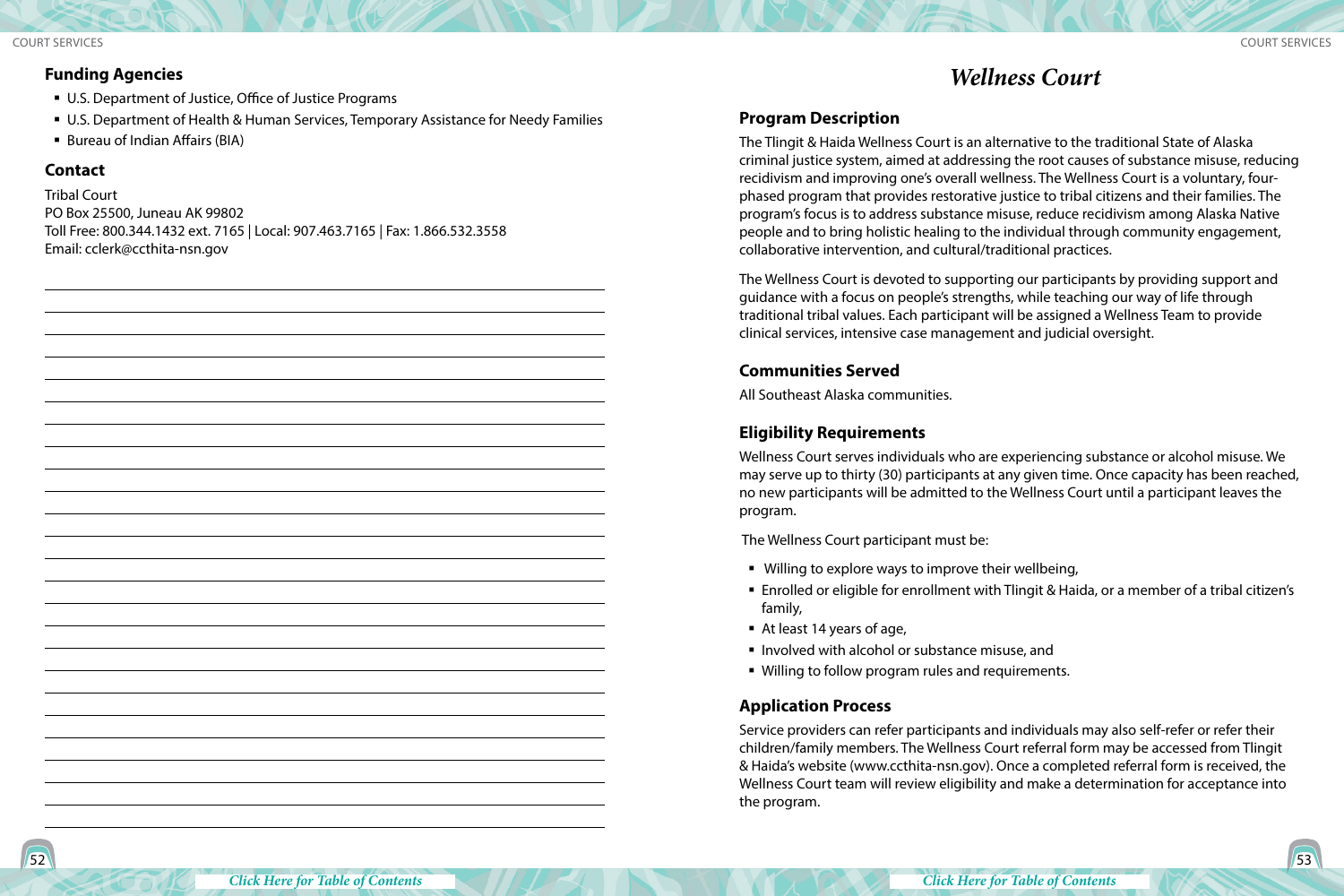## Funding Agencies

- U.S. Department of Justice, Office of Justice Programs
- U.S. Department of Health & Human Services, Temporary Assistance for Needy Families
- Bureau of Indian Affairs (BIA)

## Contact

Tribal Court
PO Box 25500, Juneau AK 99802
Toll Free: 800.344.1432 ext. 7165 | Local: 907.463.7165 | Fax: 1.866.532.3558
Email: cclerk@ccthita-nsn.gov

# *Wellness Court*

## Program Description

The Tlingit & Haida Wellness Court is an alternative to the traditional State of Alaska criminal justice system, aimed at addressing the root causes of substance misuse, reducing recidivism and improving one's overall wellness. The Wellness Court is a voluntary, four-phased program that provides restorative justice to tribal citizens and their families. The program's focus is to address substance misuse, reduce recidivism among Alaska Native people and to bring holistic healing to the individual through community engagement, collaborative intervention, and cultural/traditional practices.

The Wellness Court is devoted to supporting our participants by providing support and guidance with a focus on people's strengths, while teaching our way of life through traditional tribal values. Each participant will be assigned a Wellness Team to provide clinical services, intensive case management and judicial oversight.

## Communities Served

All Southeast Alaska communities.

## Eligibility Requirements

Wellness Court serves individuals who are experiencing substance or alcohol misuse. We may serve up to thirty (30) participants at any given time. Once capacity has been reached, no new participants will be admitted to the Wellness Court until a participant leaves the program.

The Wellness Court participant must be:

- Willing to explore ways to improve their wellbeing,
- Enrolled or eligible for enrollment with Tlingit & Haida, or a member of a tribal citizen's family,
- At least 14 years of age,
- Involved with alcohol or substance misuse, and
- Willing to follow program rules and requirements.

## Application Process

Service providers can refer participants and individuals may also self-refer or refer their children/family members. The Wellness Court referral form may be accessed from Tlingit & Haida's website (www.ccthita-nsn.gov). Once a completed referral form is received, the Wellness Court team will review eligibility and make a determination for acceptance into the program.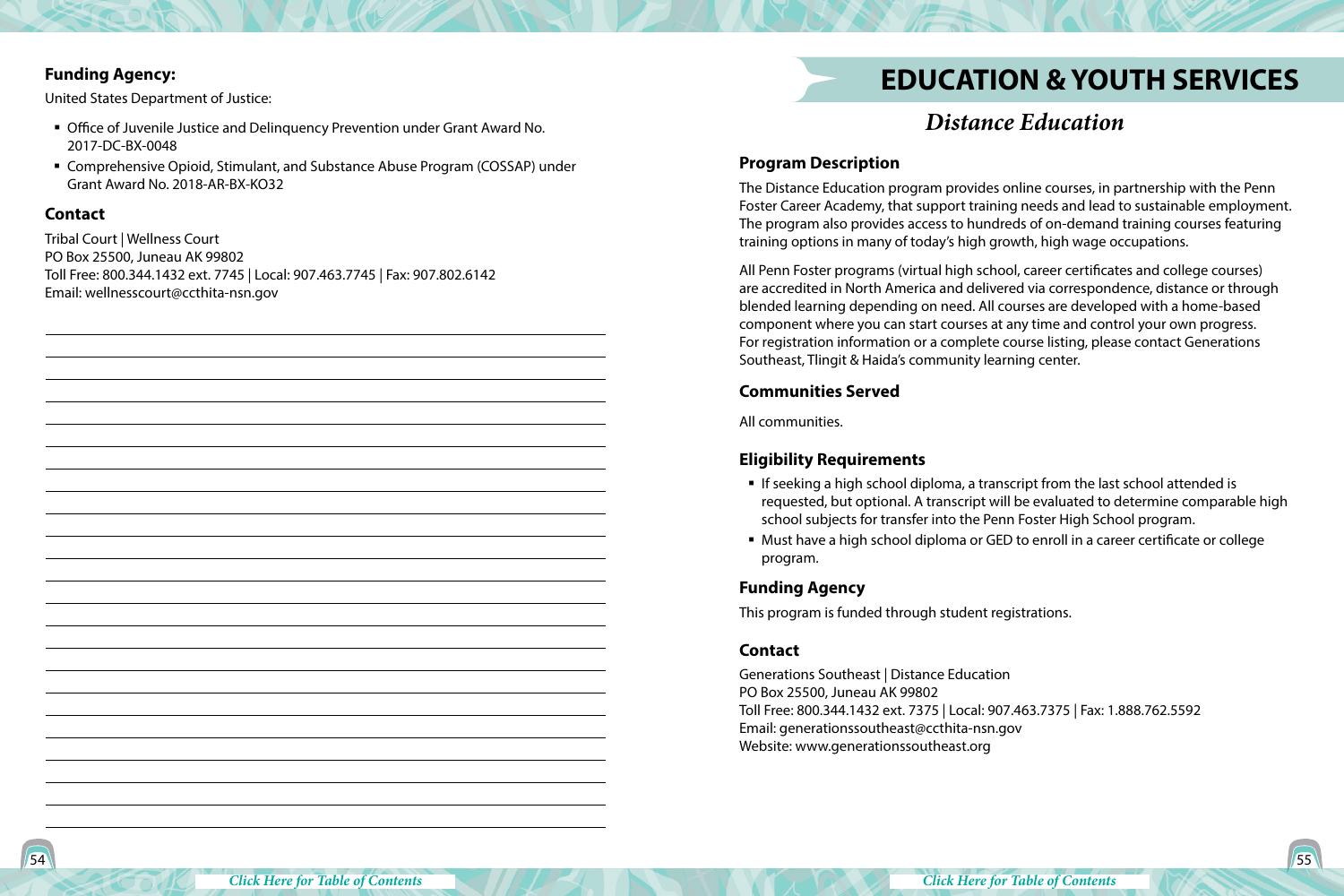### Funding Agency:

United States Department of Justice:

- Office of Juvenile Justice and Delinquency Prevention under Grant Award No. 2017-DC-BX-0048
- Comprehensive Opioid, Stimulant, and Substance Abuse Program (COSSAP) under Grant Award No. 2018-AR-BX-KO32

### Contact

Tribal Court | Wellness Court
PO Box 25500, Juneau AK 99802
Toll Free: 800.344.1432 ext. 7745 | Local: 907.463.7745 | Fax: 907.802.6142
Email: wellnesscourt@ccthita-nsn.gov

# EDUCATION & YOUTH SERVICES

## *Distance Education*

### Program Description

The Distance Education program provides online courses, in partnership with the Penn Foster Career Academy, that support training needs and lead to sustainable employment. The program also provides access to hundreds of on-demand training courses featuring training options in many of today's high growth, high wage occupations.

All Penn Foster programs (virtual high school, career certificates and college courses) are accredited in North America and delivered via correspondence, distance or through blended learning depending on need. All courses are developed with a home-based component where you can start courses at any time and control your own progress. For registration information or a complete course listing, please contact Generations Southeast, Tlingit & Haida's community learning center.

### Communities Served

All communities.

### Eligibility Requirements

- If seeking a high school diploma, a transcript from the last school attended is requested, but optional. A transcript will be evaluated to determine comparable high school subjects for transfer into the Penn Foster High School program.
- Must have a high school diploma or GED to enroll in a career certificate or college program.

### Funding Agency

This program is funded through student registrations.

### Contact

Generations Southeast | Distance Education
PO Box 25500, Juneau AK 99802
Toll Free: 800.344.1432 ext. 7375 | Local: 907.463.7375 | Fax: 1.888.762.5592
Email: generationssoutheast@ccthita-nsn.gov
Website: www.generationssoutheast.org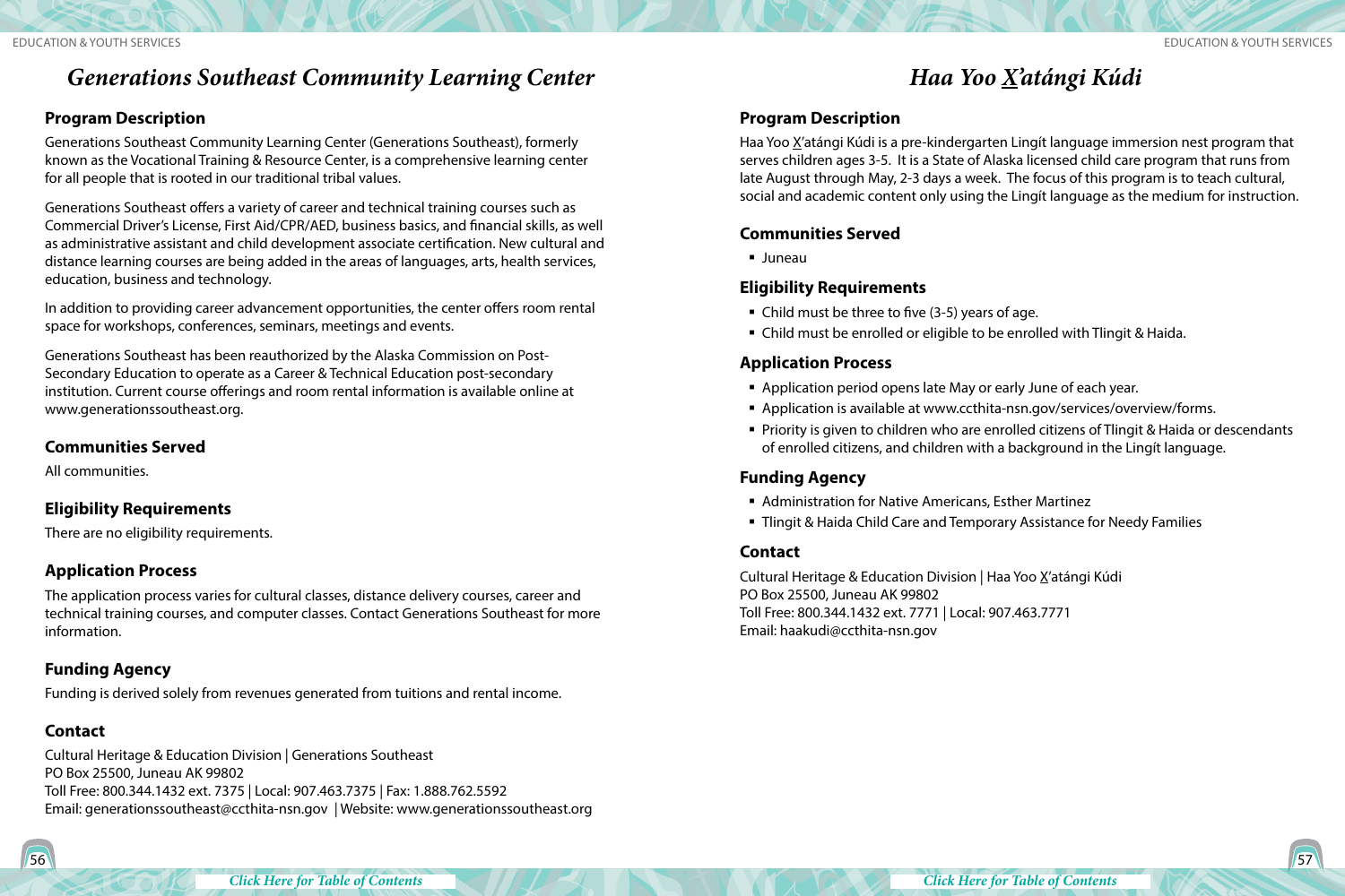# Generations Southeast Community Learning Center

## Program Description

Generations Southeast Community Learning Center (Generations Southeast), formerly known as the Vocational Training & Resource Center, is a comprehensive learning center for all people that is rooted in our traditional tribal values.

Generations Southeast offers a variety of career and technical training courses such as Commercial Driver's License, First Aid/CPR/AED, business basics, and financial skills, as well as administrative assistant and child development associate certification. New cultural and distance learning courses are being added in the areas of languages, arts, health services, education, business and technology.

In addition to providing career advancement opportunities, the center offers room rental space for workshops, conferences, seminars, meetings and events.

Generations Southeast has been reauthorized by the Alaska Commission on Post-Secondary Education to operate as a Career & Technical Education post-secondary institution. Current course offerings and room rental information is available online at www.generationssoutheast.org.

## Communities Served

All communities.

## Eligibility Requirements

There are no eligibility requirements.

## Application Process

The application process varies for cultural classes, distance delivery courses, career and technical training courses, and computer classes. Contact Generations Southeast for more information.

## Funding Agency

Funding is derived solely from revenues generated from tuitions and rental income.

## Contact

Cultural Heritage & Education Division | Generations Southeast
PO Box 25500, Juneau AK 99802
Toll Free: 800.344.1432 ext. 7375 | Local: 907.463.7375 | Fax: 1.888.762.5592
Email: generationssoutheast@ccthita-nsn.gov | Website: www.generationssoutheast.org

# Haa Yoo X̲'atángi Kúdi

## Program Description

Haa Yoo X̲'atángi Kúdi is a pre-kindergarten Lingít language immersion nest program that serves children ages 3-5. It is a State of Alaska licensed child care program that runs from late August through May, 2-3 days a week. The focus of this program is to teach cultural, social and academic content only using the Lingít language as the medium for instruction.

## Communities Served

- Juneau

## Eligibility Requirements

- Child must be three to five (3-5) years of age.
- Child must be enrolled or eligible to be enrolled with Tlingit & Haida.

## Application Process

- Application period opens late May or early June of each year.
- Application is available at www.ccthita-nsn.gov/services/overview/forms.
- Priority is given to children who are enrolled citizens of Tlingit & Haida or descendants of enrolled citizens, and children with a background in the Lingít language.

## Funding Agency

- Administration for Native Americans, Esther Martinez
- Tlingit & Haida Child Care and Temporary Assistance for Needy Families

## Contact

Cultural Heritage & Education Division | Haa Yoo X̲'atángi Kúdi
PO Box 25500, Juneau AK 99802
Toll Free: 800.344.1432 ext. 7771 | Local: 907.463.7771
Email: haakudi@ccthita-nsn.gov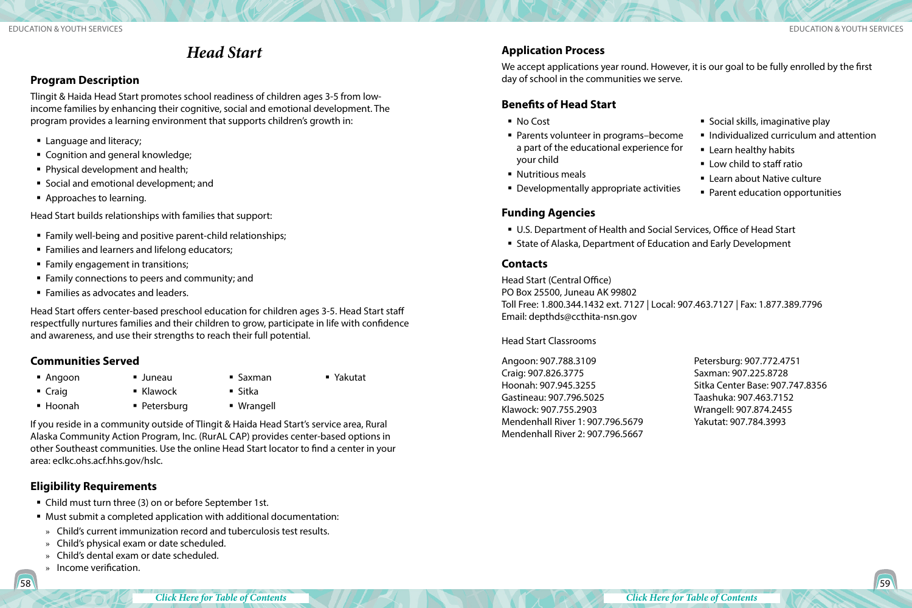# Head Start

## Program Description

Tlingit & Haida Head Start promotes school readiness of children ages 3-5 from low-income families by enhancing their cognitive, social and emotional development. The program provides a learning environment that supports children's growth in:

- Language and literacy;
- Cognition and general knowledge;
- Physical development and health;
- Social and emotional development; and
- Approaches to learning.

Head Start builds relationships with families that support:

- Family well-being and positive parent-child relationships;
- Families and learners and lifelong educators;
- Family engagement in transitions;
- Family connections to peers and community; and
- Families as advocates and leaders.

Head Start offers center-based preschool education for children ages 3-5. Head Start staff respectfully nurtures families and their children to grow, participate in life with confidence and awareness, and use their strengths to reach their full potential.

## Communities Served

- Angoon
- Craig
- Hoonah
- Juneau
- Klawock
- Petersburg
- Saxman
- Sitka
- Wrangell
- Yakutat

If you reside in a community outside of Tlingit & Haida Head Start's service area, Rural Alaska Community Action Program, Inc. (RurAL CAP) provides center-based options in other Southeast communities. Use the online Head Start locator to find a center in your area: eclkc.ohs.acf.hhs.gov/hslc.

## Eligibility Requirements

- Child must turn three (3) on or before September 1st.
- Must submit a completed application with additional documentation:
  - Child's current immunization record and tuberculosis test results.
  - Child's physical exam or date scheduled.
  - Child's dental exam or date scheduled.
  - Income verification.

## Application Process

We accept applications year round. However, it is our goal to be fully enrolled by the first day of school in the communities we serve.

## Benefits of Head Start

- No Cost
- Parents volunteer in programs–become a part of the educational experience for your child
- Nutritious meals
- Developmentally appropriate activities
- Social skills, imaginative play
- Individualized curriculum and attention
- Learn healthy habits
- Low child to staff ratio
- Learn about Native culture
- Parent education opportunities

## Funding Agencies

- U.S. Department of Health and Social Services, Office of Head Start
- State of Alaska, Department of Education and Early Development

## Contacts

Head Start (Central Office)
PO Box 25500, Juneau AK 99802
Toll Free: 1.800.344.1432 ext. 7127 | Local: 907.463.7127 | Fax: 1.877.389.7796
Email: depthds@ccthita-nsn.gov

Head Start Classrooms

Angoon: 907.788.3109
Craig: 907.826.3775
Hoonah: 907.945.3255
Gastineau: 907.796.5025
Klawock: 907.755.2903
Mendenhall River 1: 907.796.5679
Mendenhall River 2: 907.796.5667
Petersburg: 907.772.4751
Saxman: 907.225.8728
Sitka Center Base: 907.747.8356
Taashuka: 907.463.7152
Wrangell: 907.874.2455
Yakutat: 907.784.3993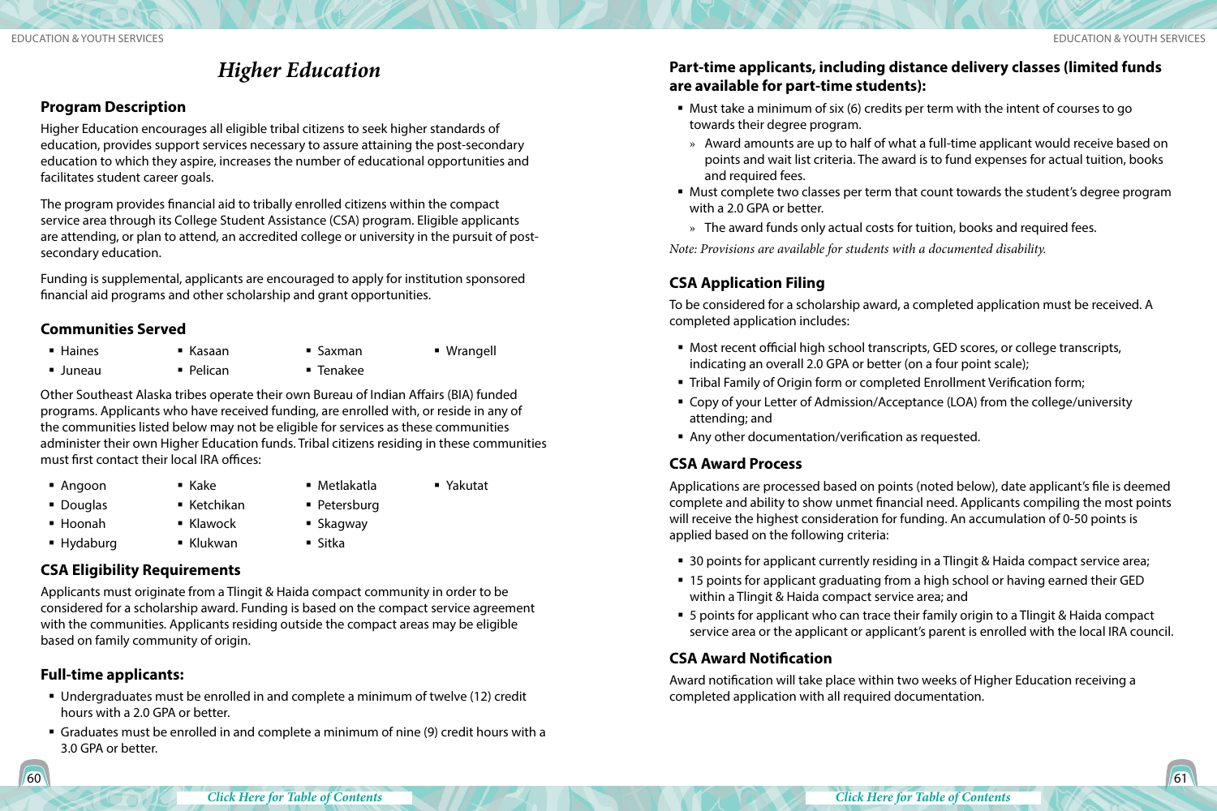# Higher Education

## Program Description

Higher Education encourages all eligible tribal citizens to seek higher standards of education, provides support services necessary to assure attaining the post-secondary education to which they aspire, increases the number of educational opportunities and facilitates student career goals.

The program provides financial aid to tribally enrolled citizens within the compact service area through its College Student Assistance (CSA) program. Eligible applicants are attending, or plan to attend, an accredited college or university in the pursuit of post-secondary education.

Funding is supplemental, applicants are encouraged to apply for institution sponsored financial aid programs and other scholarship and grant opportunities.

## Communities Served

- Haines
- Juneau
- Kasaan
- Pelican
- Saxman
- Tenakee
- Wrangell

Other Southeast Alaska tribes operate their own Bureau of Indian Affairs (BIA) funded programs. Applicants who have received funding, are enrolled with, or reside in any of the communities listed below may not be eligible for services as these communities administer their own Higher Education funds. Tribal citizens residing in these communities must first contact their local IRA offices:

- Angoon
- Douglas
- Hoonah
- Hydaburg
- Kake
- Ketchikan
- Klawock
- Klukwan
- Metlakatla
- Petersburg
- Skagway
- Sitka
- Yakutat

## CSA Eligibility Requirements

Applicants must originate from a Tlingit & Haida compact community in order to be considered for a scholarship award. Funding is based on the compact service agreement with the communities. Applicants residing outside the compact areas may be eligible based on family community of origin.

## Full-time applicants:

- Undergraduates must be enrolled in and complete a minimum of twelve (12) credit hours with a 2.0 GPA or better.
- Graduates must be enrolled in and complete a minimum of nine (9) credit hours with a 3.0 GPA or better.

## Part-time applicants, including distance delivery classes (limited funds are available for part-time students):

- Must take a minimum of six (6) credits per term with the intent of courses to go towards their degree program.
  - Award amounts are up to half of what a full-time applicant would receive based on points and wait list criteria. The award is to fund expenses for actual tuition, books and required fees.
- Must complete two classes per term that count towards the student's degree program with a 2.0 GPA or better.
  - The award funds only actual costs for tuition, books and required fees.

*Note: Provisions are available for students with a documented disability.*

## CSA Application Filing

To be considered for a scholarship award, a completed application must be received. A completed application includes:

- Most recent official high school transcripts, GED scores, or college transcripts, indicating an overall 2.0 GPA or better (on a four point scale);
- Tribal Family of Origin form or completed Enrollment Verification form;
- Copy of your Letter of Admission/Acceptance (LOA) from the college/university attending; and
- Any other documentation/verification as requested.

## CSA Award Process

Applications are processed based on points (noted below), date applicant's file is deemed complete and ability to show unmet financial need. Applicants compiling the most points will receive the highest consideration for funding. An accumulation of 0-50 points is applied based on the following criteria:

- 30 points for applicant currently residing in a Tlingit & Haida compact service area;
- 15 points for applicant graduating from a high school or having earned their GED within a Tlingit & Haida compact service area; and
- 5 points for applicant who can trace their family origin to a Tlingit & Haida compact service area or the applicant or applicant's parent is enrolled with the local IRA council.

## CSA Award Notification

Award notification will take place within two weeks of Higher Education receiving a completed application with all required documentation.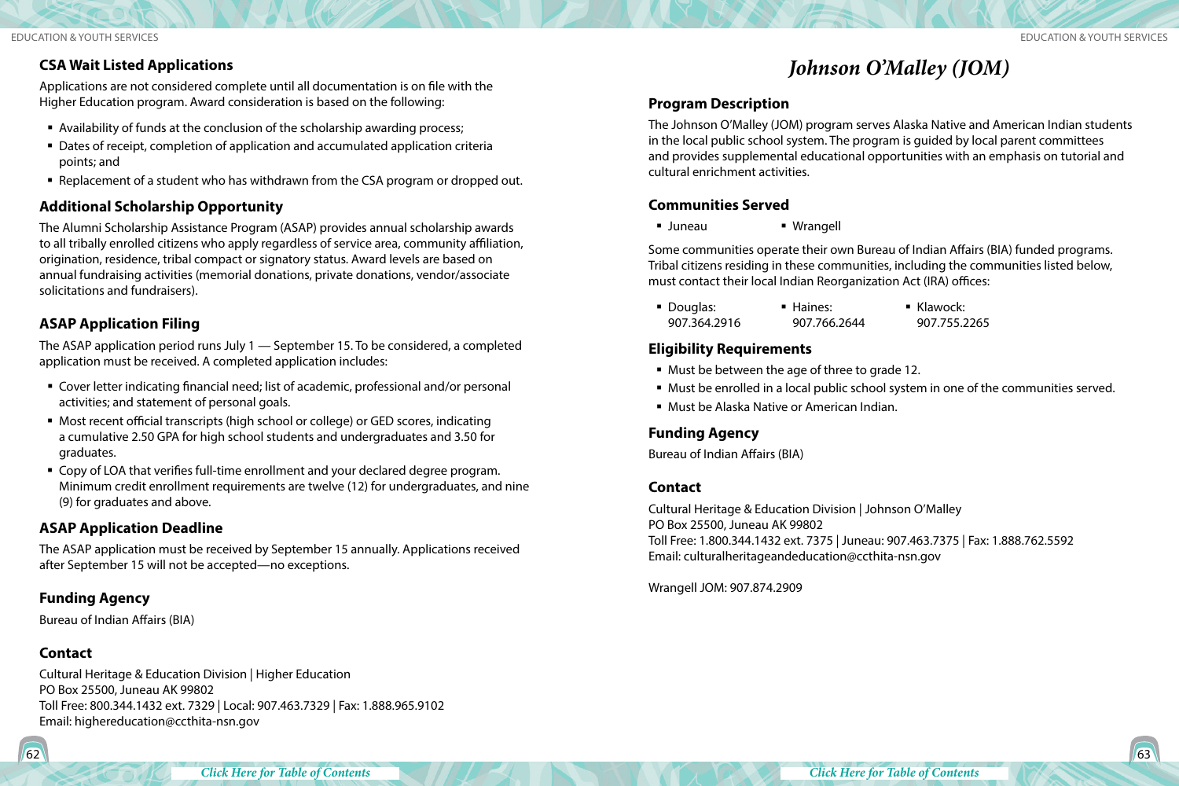### CSA Wait Listed Applications

Applications are not considered complete until all documentation is on file with the Higher Education program. Award consideration is based on the following:

- Availability of funds at the conclusion of the scholarship awarding process;
- Dates of receipt, completion of application and accumulated application criteria points; and
- Replacement of a student who has withdrawn from the CSA program or dropped out.

### Additional Scholarship Opportunity

The Alumni Scholarship Assistance Program (ASAP) provides annual scholarship awards to all tribally enrolled citizens who apply regardless of service area, community affiliation, origination, residence, tribal compact or signatory status. Award levels are based on annual fundraising activities (memorial donations, private donations, vendor/associate solicitations and fundraisers).

### ASAP Application Filing

The ASAP application period runs July 1 — September 15. To be considered, a completed application must be received. A completed application includes:

- Cover letter indicating financial need; list of academic, professional and/or personal activities; and statement of personal goals.
- Most recent official transcripts (high school or college) or GED scores, indicating a cumulative 2.50 GPA for high school students and undergraduates and 3.50 for graduates.
- Copy of LOA that verifies full-time enrollment and your declared degree program. Minimum credit enrollment requirements are twelve (12) for undergraduates, and nine (9) for graduates and above.

### ASAP Application Deadline

The ASAP application must be received by September 15 annually. Applications received after September 15 will not be accepted—no exceptions.

### Funding Agency

Bureau of Indian Affairs (BIA)

### Contact

Cultural Heritage & Education Division | Higher Education
PO Box 25500, Juneau AK 99802
Toll Free: 800.344.1432 ext. 7329 | Local: 907.463.7329 | Fax: 1.888.965.9102
Email: highereducation@ccthita-nsn.gov

# *Johnson O'Malley (JOM)*

### Program Description

The Johnson O'Malley (JOM) program serves Alaska Native and American Indian students in the local public school system. The program is guided by local parent committees and provides supplemental educational opportunities with an emphasis on tutorial and cultural enrichment activities.

### Communities Served

- Juneau
- Wrangell

Some communities operate their own Bureau of Indian Affairs (BIA) funded programs. Tribal citizens residing in these communities, including the communities listed below, must contact their local Indian Reorganization Act (IRA) offices:

- Douglas: 907.364.2916
- Haines: 907.766.2644
- Klawock: 907.755.2265

### Eligibility Requirements

- Must be between the age of three to grade 12.
- Must be enrolled in a local public school system in one of the communities served.
- Must be Alaska Native or American Indian.

### Funding Agency

Bureau of Indian Affairs (BIA)

### Contact

Cultural Heritage & Education Division | Johnson O'Malley
PO Box 25500, Juneau AK 99802
Toll Free: 1.800.344.1432 ext. 7375 | Juneau: 907.463.7375 | Fax: 1.888.762.5592
Email: culturalheritageandeducation@ccthita-nsn.gov

Wrangell JOM: 907.874.2909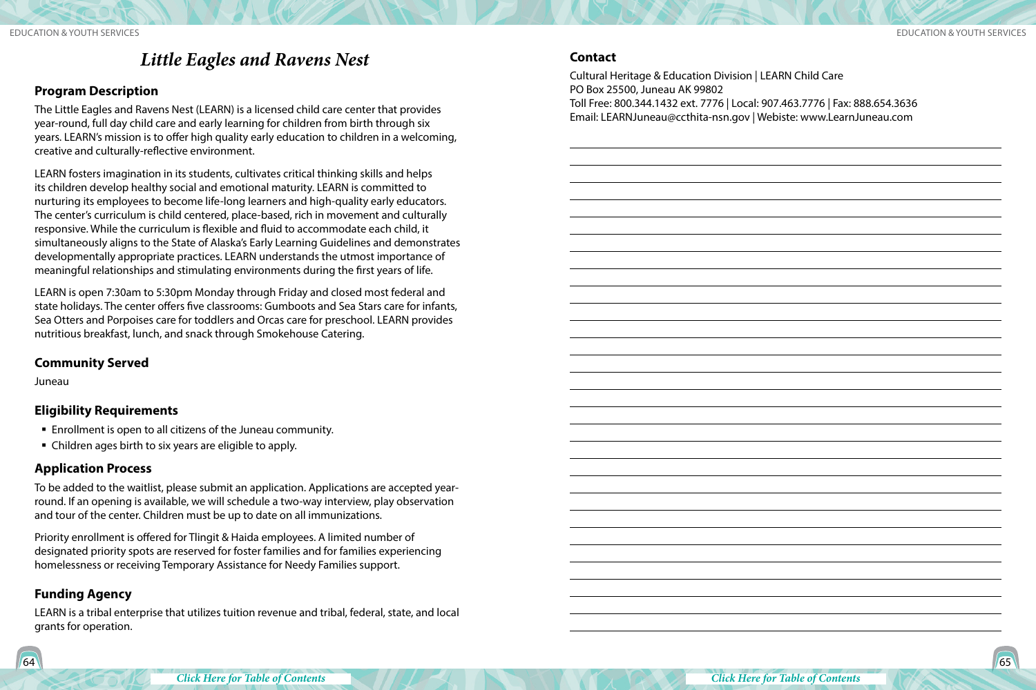# *Little Eagles and Ravens Nest*

## Program Description

The Little Eagles and Ravens Nest (LEARN) is a licensed child care center that provides year-round, full day child care and early learning for children from birth through six years. LEARN's mission is to offer high quality early education to children in a welcoming, creative and culturally-reflective environment.

LEARN fosters imagination in its students, cultivates critical thinking skills and helps its children develop healthy social and emotional maturity. LEARN is committed to nurturing its employees to become life-long learners and high-quality early educators. The center's curriculum is child centered, place-based, rich in movement and culturally responsive. While the curriculum is flexible and fluid to accommodate each child, it simultaneously aligns to the State of Alaska's Early Learning Guidelines and demonstrates developmentally appropriate practices. LEARN understands the utmost importance of meaningful relationships and stimulating environments during the first years of life.

LEARN is open 7:30am to 5:30pm Monday through Friday and closed most federal and state holidays. The center offers five classrooms: Gumboots and Sea Stars care for infants, Sea Otters and Porpoises care for toddlers and Orcas care for preschool. LEARN provides nutritious breakfast, lunch, and snack through Smokehouse Catering.

## Community Served

Juneau

## Eligibility Requirements

- Enrollment is open to all citizens of the Juneau community.
- Children ages birth to six years are eligible to apply.

## Application Process

To be added to the waitlist, please submit an application. Applications are accepted year-round. If an opening is available, we will schedule a two-way interview, play observation and tour of the center. Children must be up to date on all immunizations.

Priority enrollment is offered for Tlingit & Haida employees. A limited number of designated priority spots are reserved for foster families and for families experiencing homelessness or receiving Temporary Assistance for Needy Families support.

## Funding Agency

LEARN is a tribal enterprise that utilizes tuition revenue and tribal, federal, state, and local grants for operation.

## Contact

Cultural Heritage & Education Division | LEARN Child Care
PO Box 25500, Juneau AK 99802
Toll Free: 800.344.1432 ext. 7776 | Local: 907.463.7776 | Fax: 888.654.3636
Email: LEARNJuneau@ccthita-nsn.gov | Webiste: www.LearnJuneau.com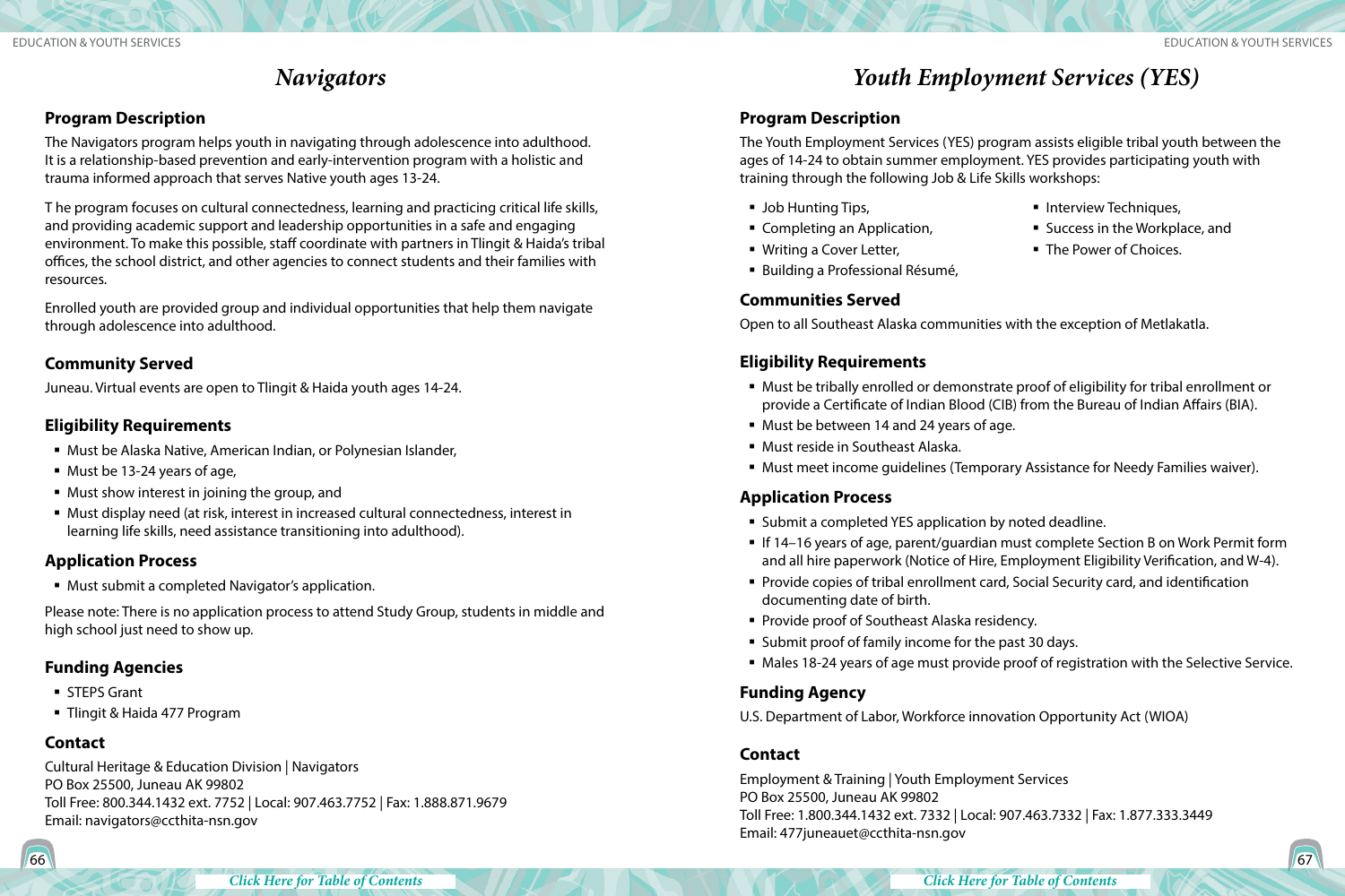# Navigators

## Program Description

The Navigators program helps youth in navigating through adolescence into adulthood. It is a relationship-based prevention and early-intervention program with a holistic and trauma informed approach that serves Native youth ages 13-24.

T he program focuses on cultural connectedness, learning and practicing critical life skills, and providing academic support and leadership opportunities in a safe and engaging environment. To make this possible, staff coordinate with partners in Tlingit & Haida's tribal offices, the school district, and other agencies to connect students and their families with resources.

Enrolled youth are provided group and individual opportunities that help them navigate through adolescence into adulthood.

## Community Served

Juneau. Virtual events are open to Tlingit & Haida youth ages 14-24.

## Eligibility Requirements

- Must be Alaska Native, American Indian, or Polynesian Islander,
- Must be 13-24 years of age,
- Must show interest in joining the group, and
- Must display need (at risk, interest in increased cultural connectedness, interest in learning life skills, need assistance transitioning into adulthood).

## Application Process

- Must submit a completed Navigator's application.

Please note: There is no application process to attend Study Group, students in middle and high school just need to show up.

## Funding Agencies

- STEPS Grant
- Tlingit & Haida 477 Program

## Contact

Cultural Heritage & Education Division | Navigators
PO Box 25500, Juneau AK 99802
Toll Free: 800.344.1432 ext. 7752 | Local: 907.463.7752 | Fax: 1.888.871.9679
Email: navigators@ccthita-nsn.gov

# Youth Employment Services (YES)

## Program Description

The Youth Employment Services (YES) program assists eligible tribal youth between the ages of 14-24 to obtain summer employment. YES provides participating youth with training through the following Job & Life Skills workshops:

- Job Hunting Tips,
- Completing an Application,
- Writing a Cover Letter,
- Building a Professional Résumé,
- Interview Techniques,
- Success in the Workplace, and
- The Power of Choices.

## Communities Served

Open to all Southeast Alaska communities with the exception of Metlakatla.

## Eligibility Requirements

- Must be tribally enrolled or demonstrate proof of eligibility for tribal enrollment or provide a Certificate of Indian Blood (CIB) from the Bureau of Indian Affairs (BIA).
- Must be between 14 and 24 years of age.
- Must reside in Southeast Alaska.
- Must meet income guidelines (Temporary Assistance for Needy Families waiver).

## Application Process

- Submit a completed YES application by noted deadline.
- If 14–16 years of age, parent/guardian must complete Section B on Work Permit form and all hire paperwork (Notice of Hire, Employment Eligibility Verification, and W-4).
- Provide copies of tribal enrollment card, Social Security card, and identification documenting date of birth.
- Provide proof of Southeast Alaska residency.
- Submit proof of family income for the past 30 days.
- Males 18-24 years of age must provide proof of registration with the Selective Service.

## Funding Agency

U.S. Department of Labor, Workforce innovation Opportunity Act (WIOA)

## Contact

Employment & Training | Youth Employment Services
PO Box 25500, Juneau AK 99802
Toll Free: 1.800.344.1432 ext. 7332 | Local: 907.463.7332 | Fax: 1.877.333.3449
Email: 477juneauet@ccthita-nsn.gov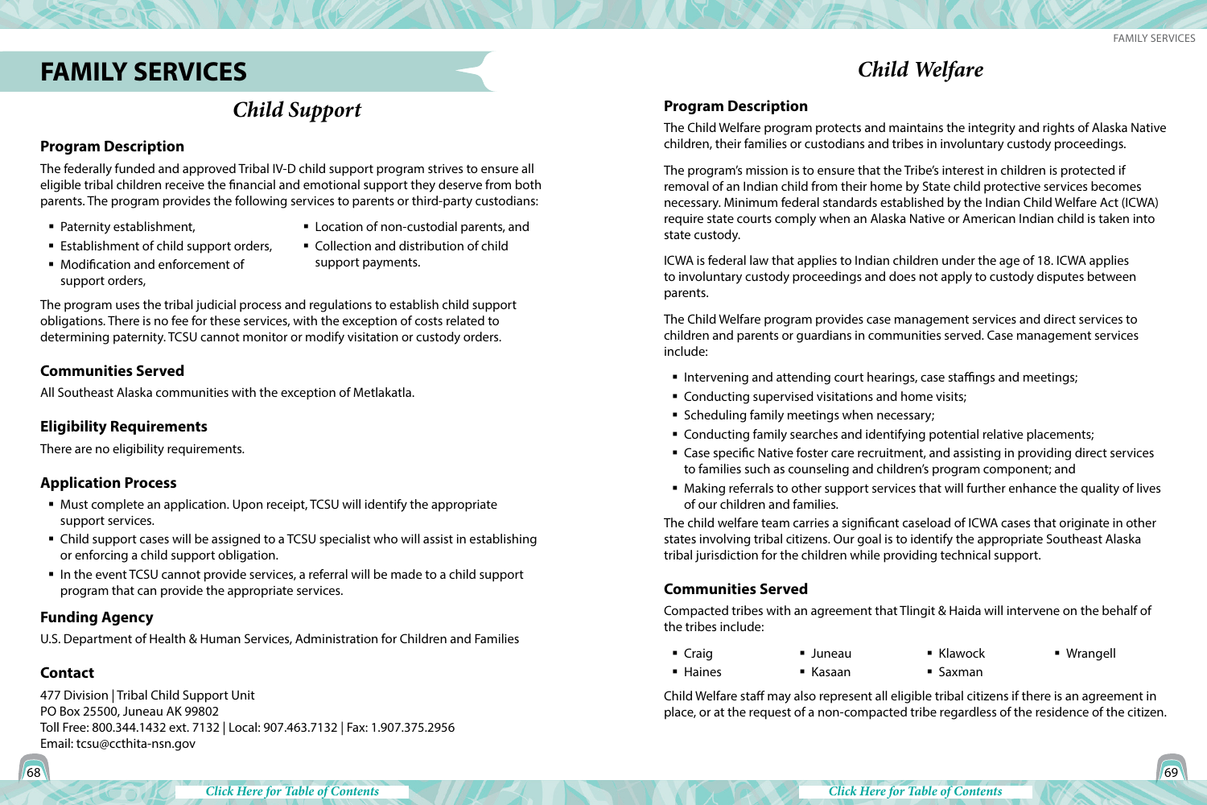# FAMILY SERVICES

## *Child Support*

### Program Description

The federally funded and approved Tribal IV-D child support program strives to ensure all eligible tribal children receive the financial and emotional support they deserve from both parents. The program provides the following services to parents or third-party custodians:

- Paternity establishment,
- Establishment of child support orders,
- Modification and enforcement of support orders,
- Location of non-custodial parents, and
- Collection and distribution of child support payments.

The program uses the tribal judicial process and regulations to establish child support obligations. There is no fee for these services, with the exception of costs related to determining paternity. TCSU cannot monitor or modify visitation or custody orders.

### Communities Served

All Southeast Alaska communities with the exception of Metlakatla.

### Eligibility Requirements

There are no eligibility requirements.

### Application Process

- Must complete an application. Upon receipt, TCSU will identify the appropriate support services.
- Child support cases will be assigned to a TCSU specialist who will assist in establishing or enforcing a child support obligation.
- In the event TCSU cannot provide services, a referral will be made to a child support program that can provide the appropriate services.

### Funding Agency

U.S. Department of Health & Human Services, Administration for Children and Families

### Contact

477 Division | Tribal Child Support Unit
PO Box 25500, Juneau AK 99802
Toll Free: 800.344.1432 ext. 7132 | Local: 907.463.7132 | Fax: 1.907.375.2956
Email: tcsu@ccthita-nsn.gov

## *Child Welfare*

### Program Description

The Child Welfare program protects and maintains the integrity and rights of Alaska Native children, their families or custodians and tribes in involuntary custody proceedings.

The program's mission is to ensure that the Tribe's interest in children is protected if removal of an Indian child from their home by State child protective services becomes necessary. Minimum federal standards established by the Indian Child Welfare Act (ICWA) require state courts comply when an Alaska Native or American Indian child is taken into state custody.

ICWA is federal law that applies to Indian children under the age of 18. ICWA applies to involuntary custody proceedings and does not apply to custody disputes between parents.

The Child Welfare program provides case management services and direct services to children and parents or guardians in communities served. Case management services include:

- Intervening and attending court hearings, case staffings and meetings;
- Conducting supervised visitations and home visits;
- Scheduling family meetings when necessary;
- Conducting family searches and identifying potential relative placements;
- Case specific Native foster care recruitment, and assisting in providing direct services to families such as counseling and children's program component; and
- Making referrals to other support services that will further enhance the quality of lives of our children and families.

The child welfare team carries a significant caseload of ICWA cases that originate in other states involving tribal citizens. Our goal is to identify the appropriate Southeast Alaska tribal jurisdiction for the children while providing technical support.

### Communities Served

Compacted tribes with an agreement that Tlingit & Haida will intervene on the behalf of the tribes include:

- Craig
- Haines
- Juneau
- Kasaan
- Klawock
- Saxman
- Wrangell

Child Welfare staff may also represent all eligible tribal citizens if there is an agreement in place, or at the request of a non-compacted tribe regardless of the residence of the citizen.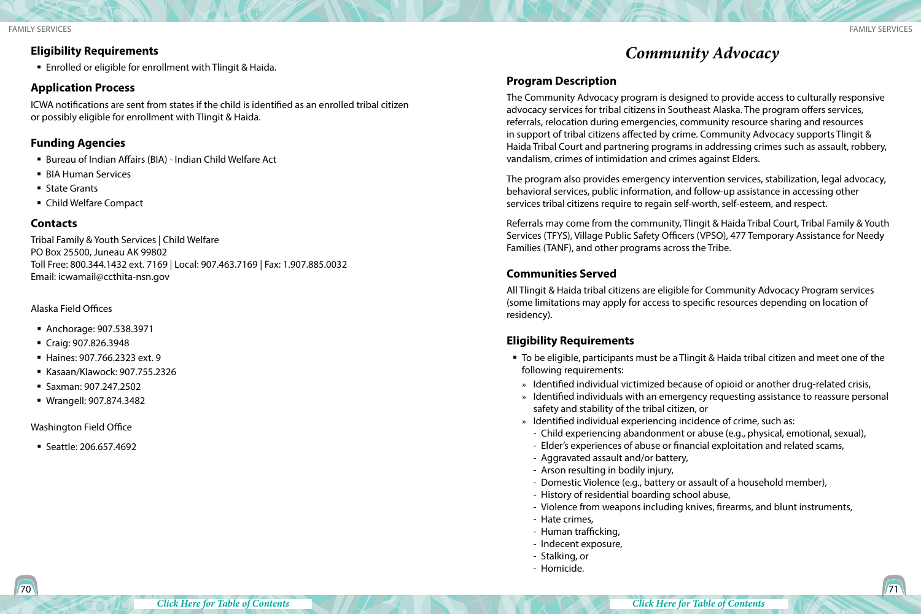## Eligibility Requirements

- Enrolled or eligible for enrollment with Tlingit & Haida.

## Application Process

ICWA notifications are sent from states if the child is identified as an enrolled tribal citizen or possibly eligible for enrollment with Tlingit & Haida.

## Funding Agencies

- Bureau of Indian Affairs (BIA) - Indian Child Welfare Act
- BIA Human Services
- State Grants
- Child Welfare Compact

## Contacts

Tribal Family & Youth Services | Child Welfare
PO Box 25500, Juneau AK 99802
Toll Free: 800.344.1432 ext. 7169 | Local: 907.463.7169 | Fax: 1.907.885.0032
Email: icwamail@ccthita-nsn.gov

Alaska Field Offices

- Anchorage: 907.538.3971
- Craig: 907.826.3948
- Haines: 907.766.2323 ext. 9
- Kasaan/Klawock: 907.755.2326
- Saxman: 907.247.2502
- Wrangell: 907.874.3482

Washington Field Office

- Seattle: 206.657.4692

# *Community Advocacy*

## Program Description

The Community Advocacy program is designed to provide access to culturally responsive advocacy services for tribal citizens in Southeast Alaska. The program offers services, referrals, relocation during emergencies, community resource sharing and resources in support of tribal citizens affected by crime. Community Advocacy supports Tlingit & Haida Tribal Court and partnering programs in addressing crimes such as assault, robbery, vandalism, crimes of intimidation and crimes against Elders.

The program also provides emergency intervention services, stabilization, legal advocacy, behavioral services, public information, and follow-up assistance in accessing other services tribal citizens require to regain self-worth, self-esteem, and respect.

Referrals may come from the community, Tlingit & Haida Tribal Court, Tribal Family & Youth Services (TFYS), Village Public Safety Officers (VPSO), 477 Temporary Assistance for Needy Families (TANF), and other programs across the Tribe.

## Communities Served

All Tlingit & Haida tribal citizens are eligible for Community Advocacy Program services (some limitations may apply for access to specific resources depending on location of residency).

## Eligibility Requirements

- To be eligible, participants must be a Tlingit & Haida tribal citizen and meet one of the following requirements:
  - Identified individual victimized because of opioid or another drug-related crisis,
  - Identified individuals with an emergency requesting assistance to reassure personal safety and stability of the tribal citizen, or
  - Identified individual experiencing incidence of crime, such as:
    - Child experiencing abandonment or abuse (e.g., physical, emotional, sexual),
    - Elder's experiences of abuse or financial exploitation and related scams,
    - Aggravated assault and/or battery,
    - Arson resulting in bodily injury,
    - Domestic Violence (e.g., battery or assault of a household member),
    - History of residential boarding school abuse,
    - Violence from weapons including knives, firearms, and blunt instruments,
    - Hate crimes,
    - Human trafficking,
    - Indecent exposure,
    - Stalking, or
    - Homicide.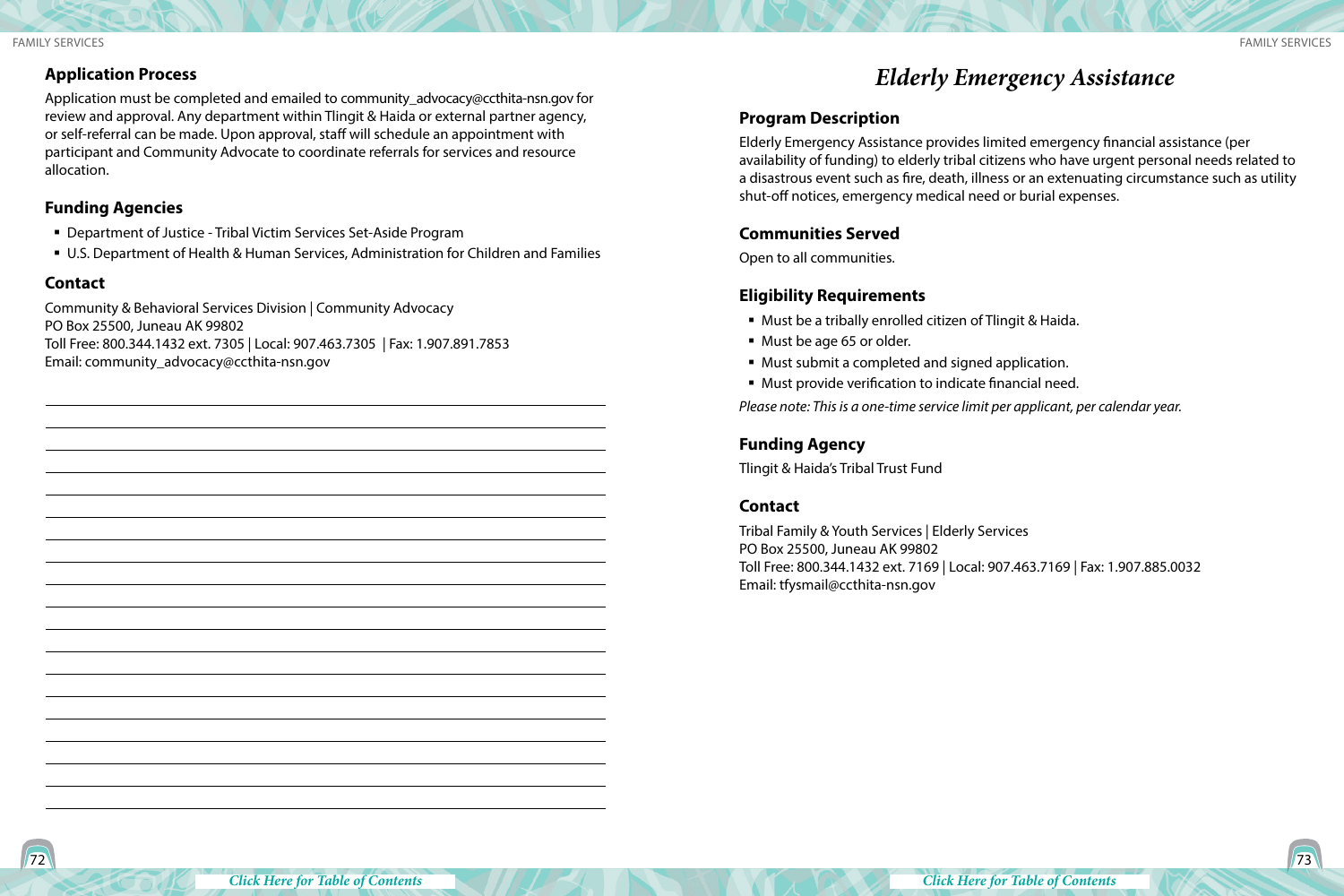## Application Process

Application must be completed and emailed to community_advocacy@ccthita-nsn.gov for review and approval. Any department within Tlingit & Haida or external partner agency, or self-referral can be made. Upon approval, staff will schedule an appointment with participant and Community Advocate to coordinate referrals for services and resource allocation.

## Funding Agencies

- Department of Justice - Tribal Victim Services Set-Aside Program
- U.S. Department of Health & Human Services, Administration for Children and Families

## Contact

Community & Behavioral Services Division | Community Advocacy
PO Box 25500, Juneau AK 99802
Toll Free: 800.344.1432 ext. 7305 | Local: 907.463.7305 | Fax: 1.907.891.7853
Email: community_advocacy@ccthita-nsn.gov

# *Elderly Emergency Assistance*

## Program Description

Elderly Emergency Assistance provides limited emergency financial assistance (per availability of funding) to elderly tribal citizens who have urgent personal needs related to a disastrous event such as fire, death, illness or an extenuating circumstance such as utility shut-off notices, emergency medical need or burial expenses.

## Communities Served

Open to all communities.

## Eligibility Requirements

- Must be a tribally enrolled citizen of Tlingit & Haida.
- Must be age 65 or older.
- Must submit a completed and signed application.
- Must provide verification to indicate financial need.

*Please note: This is a one-time service limit per applicant, per calendar year.*

## Funding Agency

Tlingit & Haida's Tribal Trust Fund

## Contact

Tribal Family & Youth Services | Elderly Services
PO Box 25500, Juneau AK 99802
Toll Free: 800.344.1432 ext. 7169 | Local: 907.463.7169 | Fax: 1.907.885.0032
Email: tfysmail@ccthita-nsn.gov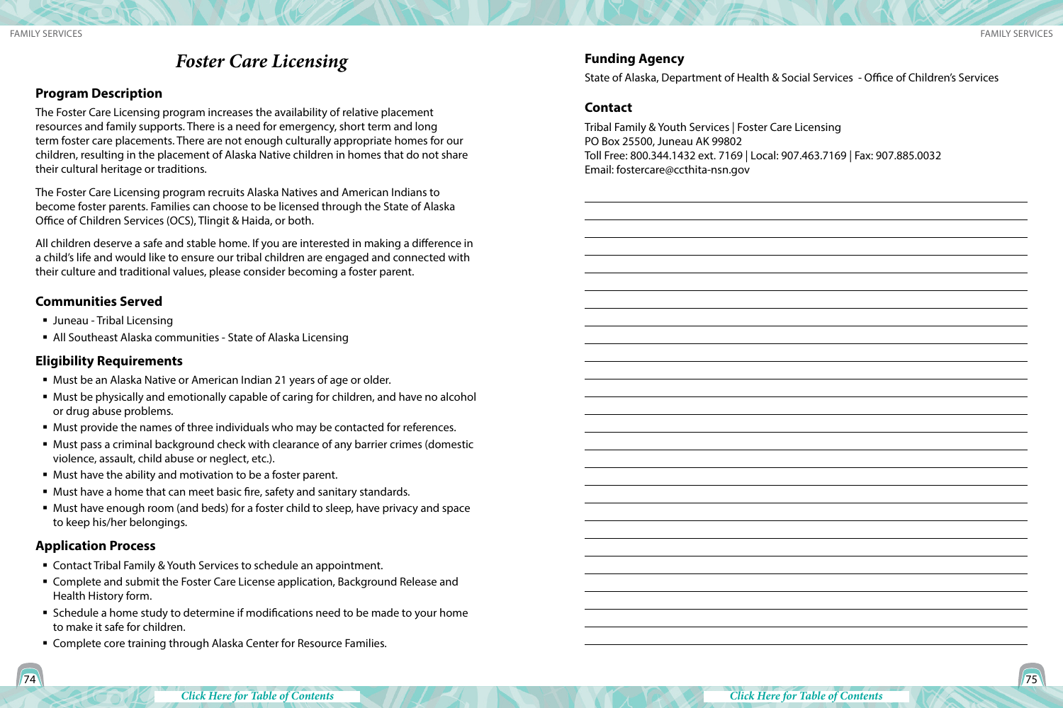# Foster Care Licensing

## Program Description

The Foster Care Licensing program increases the availability of relative placement resources and family supports. There is a need for emergency, short term and long term foster care placements. There are not enough culturally appropriate homes for our children, resulting in the placement of Alaska Native children in homes that do not share their cultural heritage or traditions.

The Foster Care Licensing program recruits Alaska Natives and American Indians to become foster parents. Families can choose to be licensed through the State of Alaska Office of Children Services (OCS), Tlingit & Haida, or both.

All children deserve a safe and stable home. If you are interested in making a difference in a child's life and would like to ensure our tribal children are engaged and connected with their culture and traditional values, please consider becoming a foster parent.

## Communities Served

- Juneau - Tribal Licensing
- All Southeast Alaska communities - State of Alaska Licensing

## Eligibility Requirements

- Must be an Alaska Native or American Indian 21 years of age or older.
- Must be physically and emotionally capable of caring for children, and have no alcohol or drug abuse problems.
- Must provide the names of three individuals who may be contacted for references.
- Must pass a criminal background check with clearance of any barrier crimes (domestic violence, assault, child abuse or neglect, etc.).
- Must have the ability and motivation to be a foster parent.
- Must have a home that can meet basic fire, safety and sanitary standards.
- Must have enough room (and beds) for a foster child to sleep, have privacy and space to keep his/her belongings.

## Application Process

- Contact Tribal Family & Youth Services to schedule an appointment.
- Complete and submit the Foster Care License application, Background Release and Health History form.
- Schedule a home study to determine if modifications need to be made to your home to make it safe for children.
- Complete core training through Alaska Center for Resource Families.

## Funding Agency

State of Alaska, Department of Health & Social Services - Office of Children's Services

## Contact

Tribal Family & Youth Services | Foster Care Licensing
PO Box 25500, Juneau AK 99802
Toll Free: 800.344.1432 ext. 7169 | Local: 907.463.7169 | Fax: 907.885.0032
Email: fostercare@ccthita-nsn.gov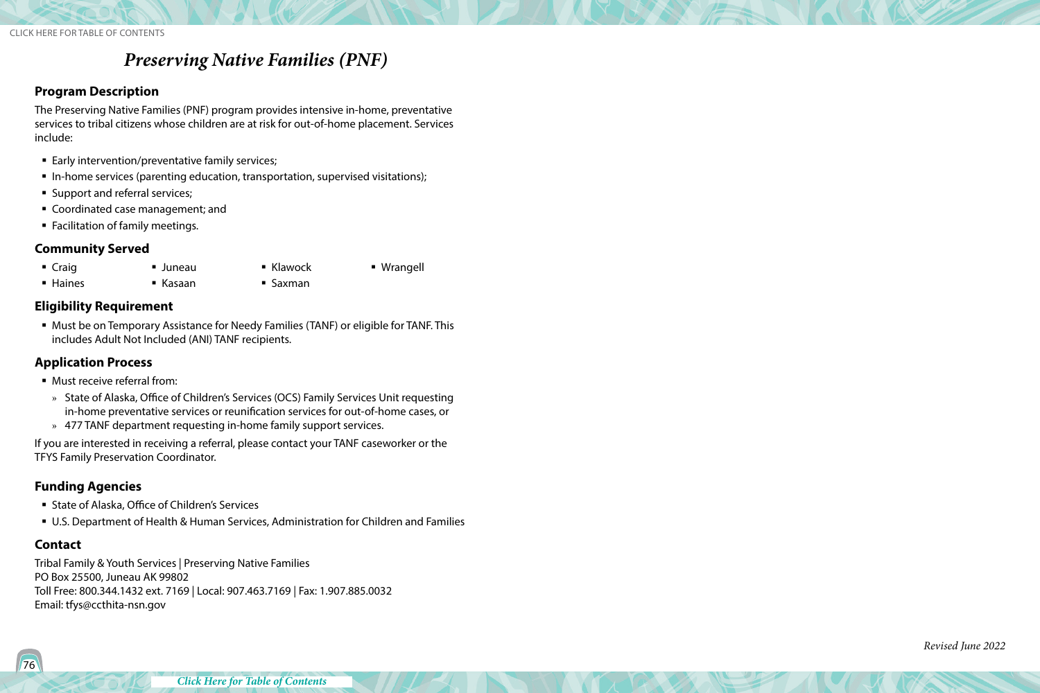# *Preserving Native Families (PNF)*

## Program Description

The Preserving Native Families (PNF) program provides intensive in-home, preventative services to tribal citizens whose children are at risk for out-of-home placement. Services include:

- Early intervention/preventative family services;
- In-home services (parenting education, transportation, supervised visitations);
- Support and referral services;
- Coordinated case management; and
- Facilitation of family meetings.

## Community Served

- Craig
- Haines
- Juneau
- Kasaan
- Klawock
- Saxman
- Wrangell

## Eligibility Requirement

- Must be on Temporary Assistance for Needy Families (TANF) or eligible for TANF. This includes Adult Not Included (ANI) TANF recipients.

## Application Process

- Must receive referral from:
  - State of Alaska, Office of Children's Services (OCS) Family Services Unit requesting in-home preventative services or reunification services for out-of-home cases, or
  - 477 TANF department requesting in-home family support services.

If you are interested in receiving a referral, please contact your TANF caseworker or the TFYS Family Preservation Coordinator.

## Funding Agencies

- State of Alaska, Office of Children's Services
- U.S. Department of Health & Human Services, Administration for Children and Families

## Contact

Tribal Family & Youth Services | Preserving Native Families
PO Box 25500, Juneau AK 99802
Toll Free: 800.344.1432 ext. 7169 | Local: 907.463.7169 | Fax: 1.907.885.0032
Email: tfys@ccthita-nsn.gov

*Revised June 2022*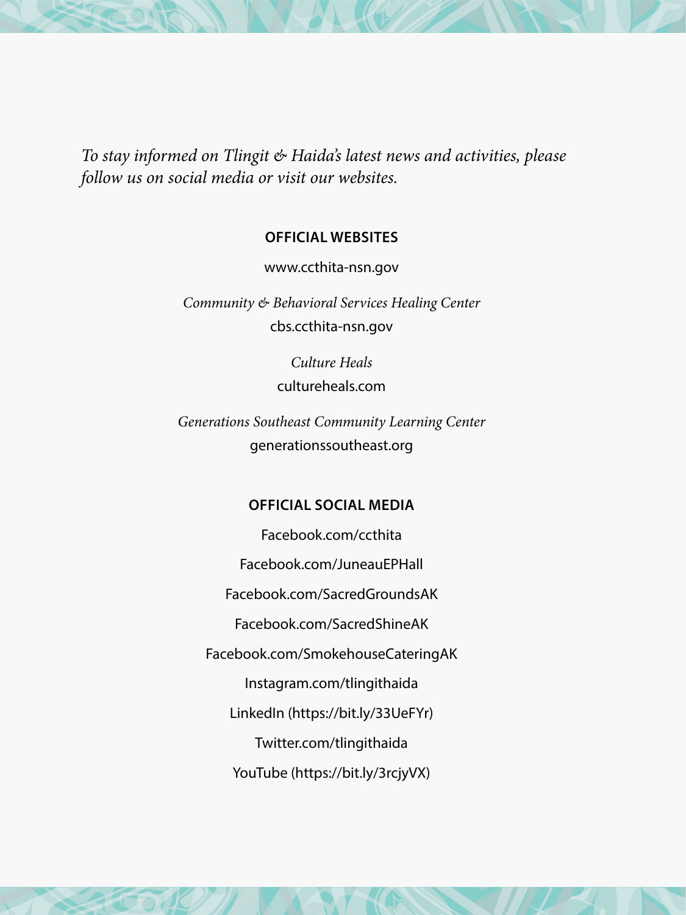*To stay informed on Tlingit & Haida's latest news and activities, please follow us on social media or visit our websites.*

**OFFICIAL WEBSITES**

www.ccthita-nsn.gov

*Community & Behavioral Services Healing Center*
cbs.ccthita-nsn.gov

*Culture Heals*
cultureheals.com

*Generations Southeast Community Learning Center*
generationssoutheast.org

**OFFICIAL SOCIAL MEDIA**

Facebook.com/ccthita

Facebook.com/JuneauEPHall

Facebook.com/SacredGroundsAK

Facebook.com/SacredShineAK

Facebook.com/SmokehouseCateringAK

Instagram.com/tlingithaida

LinkedIn (https://bit.ly/33UeFYr)

Twitter.com/tlingithaida

YouTube (https://bit.ly/3rcjyVX)